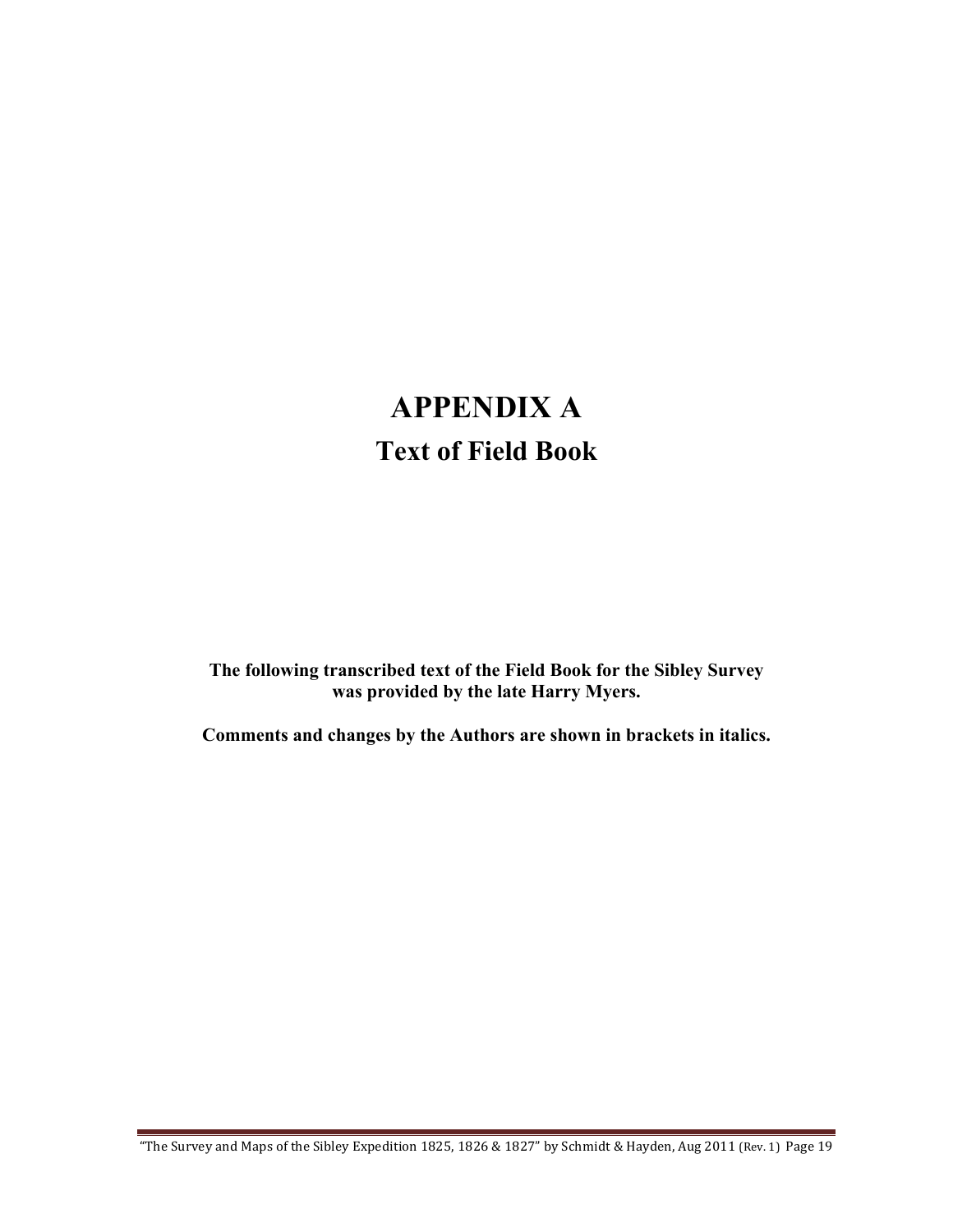# APPENDIX A

## Text of Field Book

**The following transcribed text of the Field Book for the Sibley Survey was provided by the late Harry Myers.**

**Comments and changes by the Authors are shown in brackets in italics.**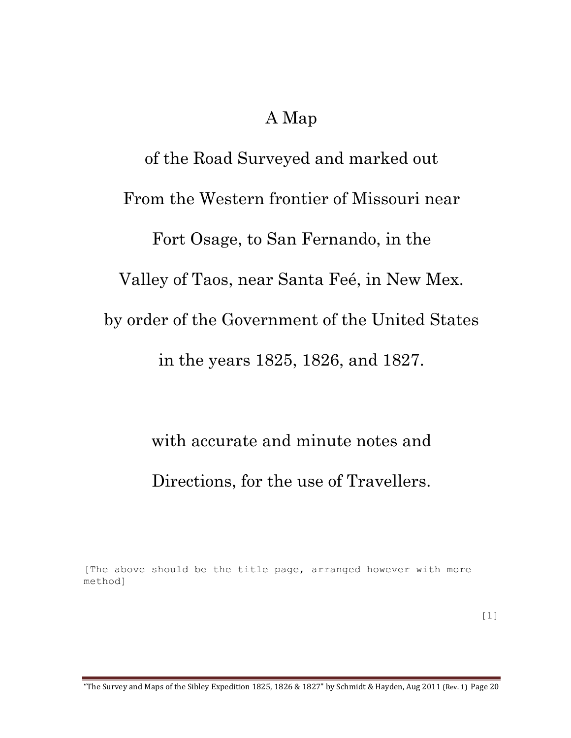A Map

of the Road Surveyed and marked out

From the Western frontier of Missouri near

Fort Osage, to San Fernando, in the

Valley of Taos, near Santa Feé, in New Mex.

by order of the Government of the United States

in the years 1825, 1826, and 1827.

with accurate and minute notes and

Directions, for the use of Travellers.

[The above should be the title page, arranged however with more method]

[1]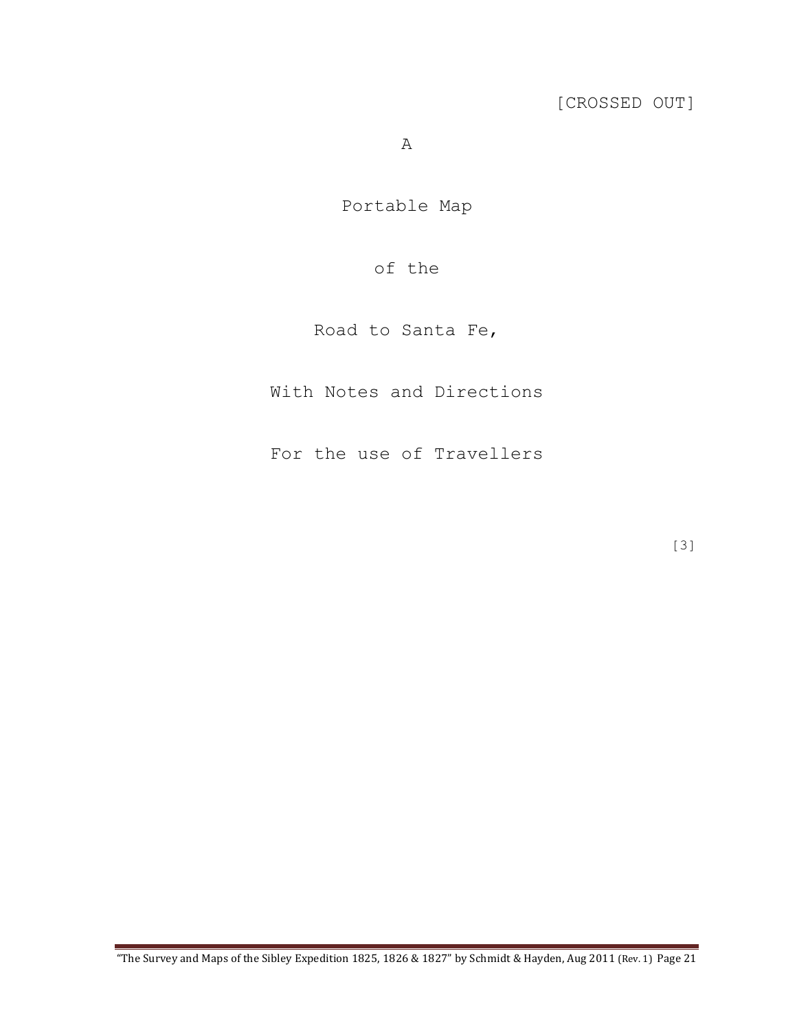[CROSSED OUT]

A

Portable Map

of the

Road to Santa Fe,

With Notes and Directions

For the use of Travellers

[3]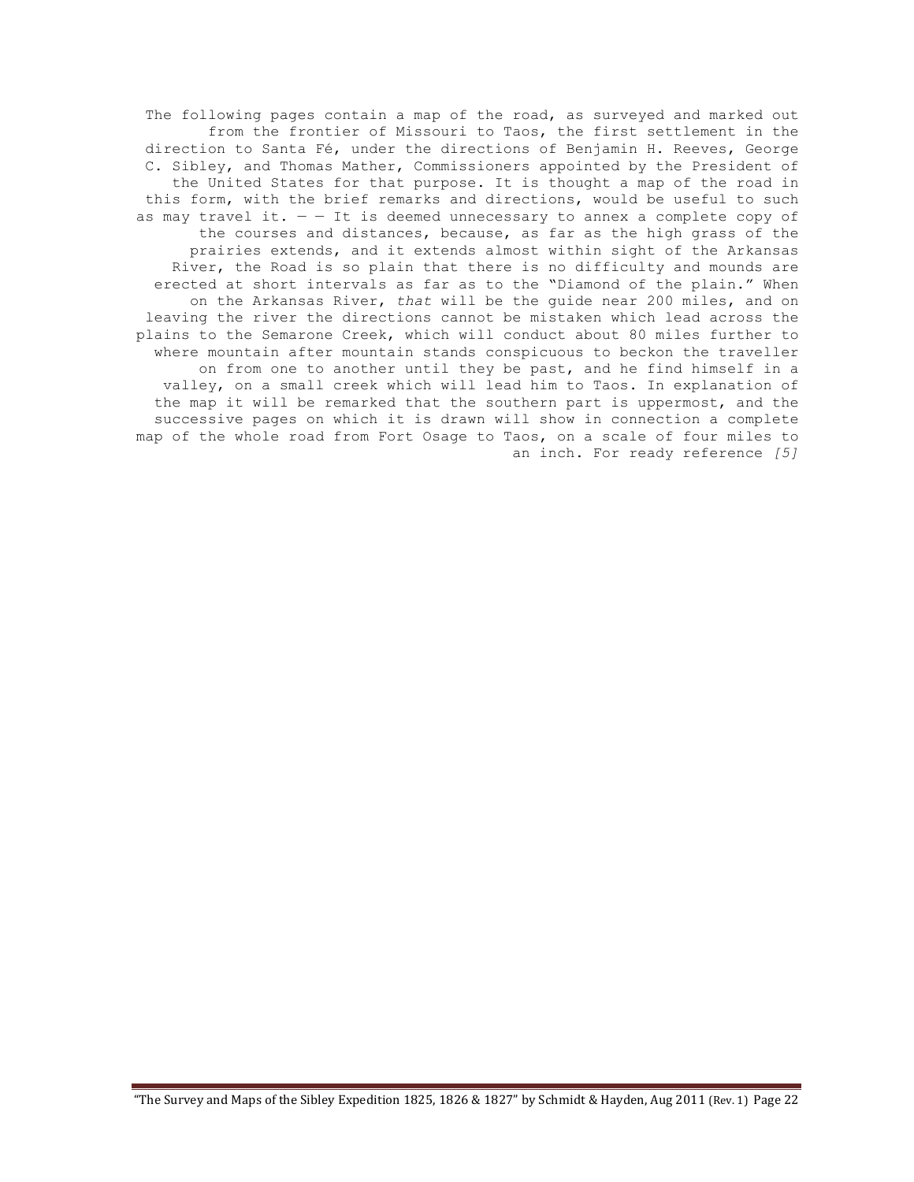The following pages contain a map of the road, as surveyed and marked out from the frontier of Missouri to Taos, the first settlement in the direction to Santa Fé, under the directions of Benjamin H. Reeves, George C. Sibley, and Thomas Mather, Commissioners appointed by the President of the United States for that purpose. It is thought a map of the road in this form, with the brief remarks and directions, would be useful to such as may travel it. — — It is deemed unnecessary to annex a complete copy of the courses and distances, because, as far as the high grass of the prairies extends, and it extends almost within sight of the Arkansas River, the Road is so plain that there is no difficulty and mounds are erected at short intervals as far as to the "Diamond of the plain." When on the Arkansas River, *that* will be the guide near 200 miles, and on leaving the river the directions cannot be mistaken which lead across the plains to the Semarone Creek, which will conduct about 80 miles further to where mountain after mountain stands conspicuous to beckon the traveller on from one to another until they be past, and he find himself in a valley, on a small creek which will lead him to Taos. In explanation of the map it will be remarked that the southern part is uppermost, and the successive pages on which it is drawn will show in connection a complete map of the whole road from Fort Osage to Taos, on a scale of four miles to an inch. For ready reference *[5]*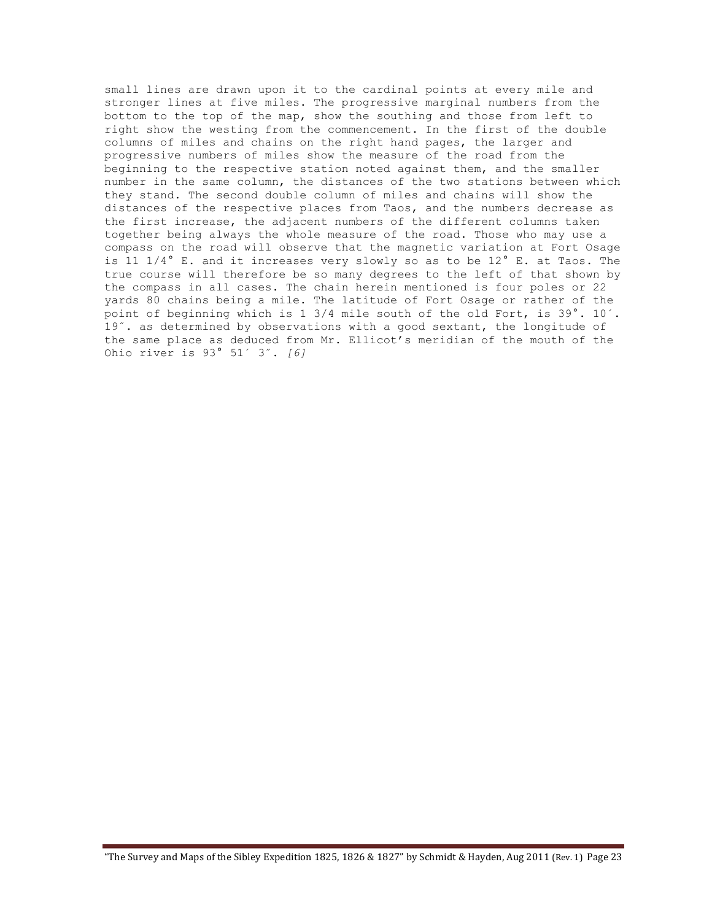small lines are drawn upon it to the cardinal points at every mile and stronger lines at five miles. The progressive marginal numbers from the bottom to the top of the map, show the southing and those from left to right show the westing from the commencement. In the first of the double columns of miles and chains on the right hand pages, the larger and progressive numbers of miles show the measure of the road from the beginning to the respective station noted against them, and the smaller number in the same column, the distances of the two stations between which they stand. The second double column of miles and chains will show the distances of the respective places from Taos, and the numbers decrease as the first increase, the adjacent numbers of the different columns taken together being always the whole measure of the road. Those who may use a compass on the road will observe that the magnetic variation at Fort Osage is 11 1/4° E. and it increases very slowly so as to be 12° E. at Taos. The true course will therefore be so many degrees to the left of that shown by the compass in all cases. The chain herein mentioned is four poles or 22 yards 80 chains being a mile. The latitude of Fort Osage or rather of the point of beginning which is 1 3/4 mile south of the old Fort, is 39°. 10´. 19˝. as determined by observations with a good sextant, the longitude of the same place as deduced from Mr. Ellicot's meridian of the mouth of the Ohio river is 93° 51´ 3˝. *[6]*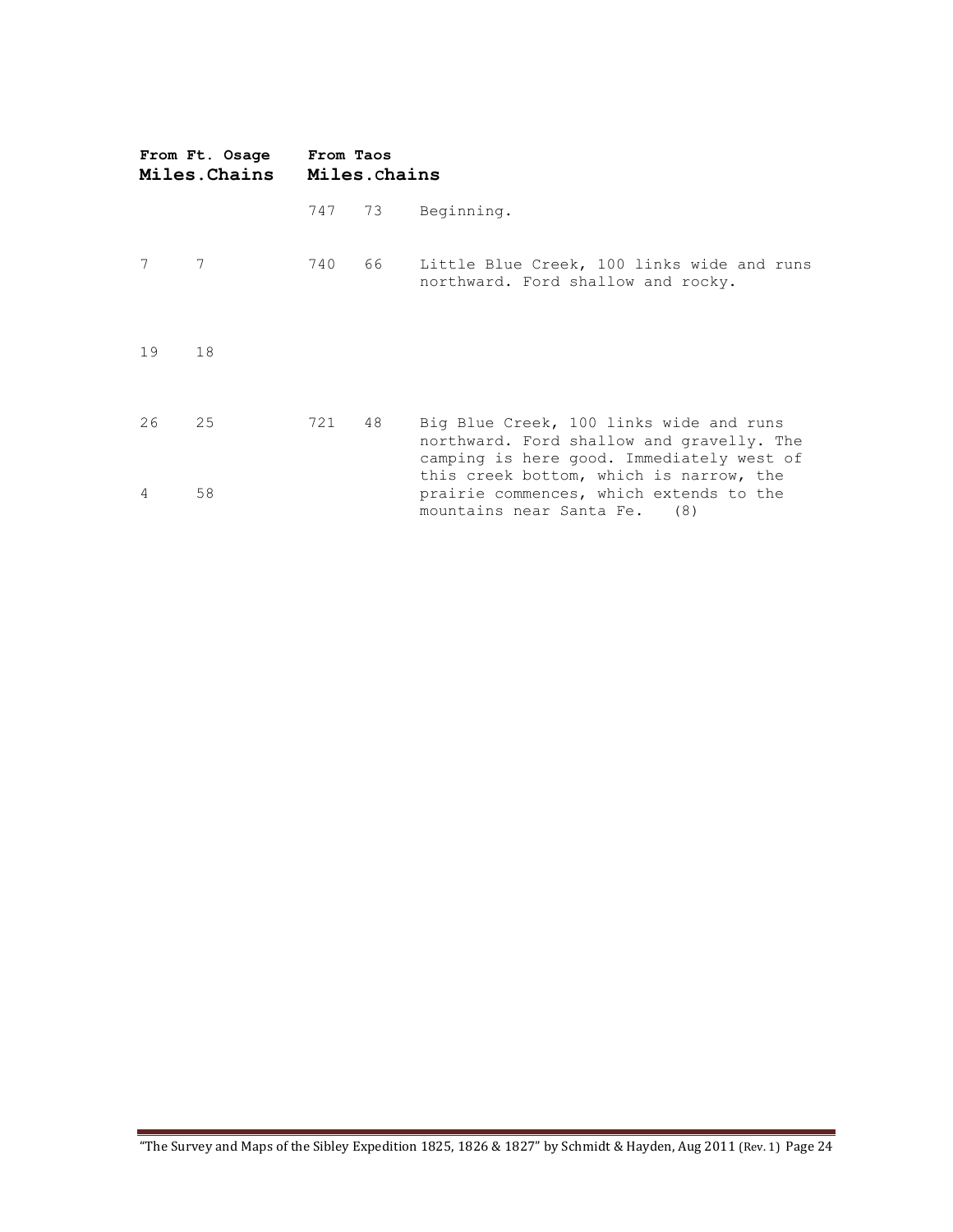| From Ft. Osage Miles | Chains | From Taos Miles | Chains | |
|---|---|---|---|---|
| | | 747 | 73 | Beginning. |
| 7 | 7 | 740 | 66 | Little Blue Creek, 100 links wide and runs northward. Ford shallow and rocky. |
| 19 | 18 | | | |
| 26 | 25 | 721 | 48 | Big Blue Creek, 100 links wide and runs northward. Ford shallow and gravelly. The camping is here good. Immediately west of this creek bottom, which is narrow, the prairie commences, which extends to the mountains near Santa Fe. (8) |
| 4 | 58 | | | |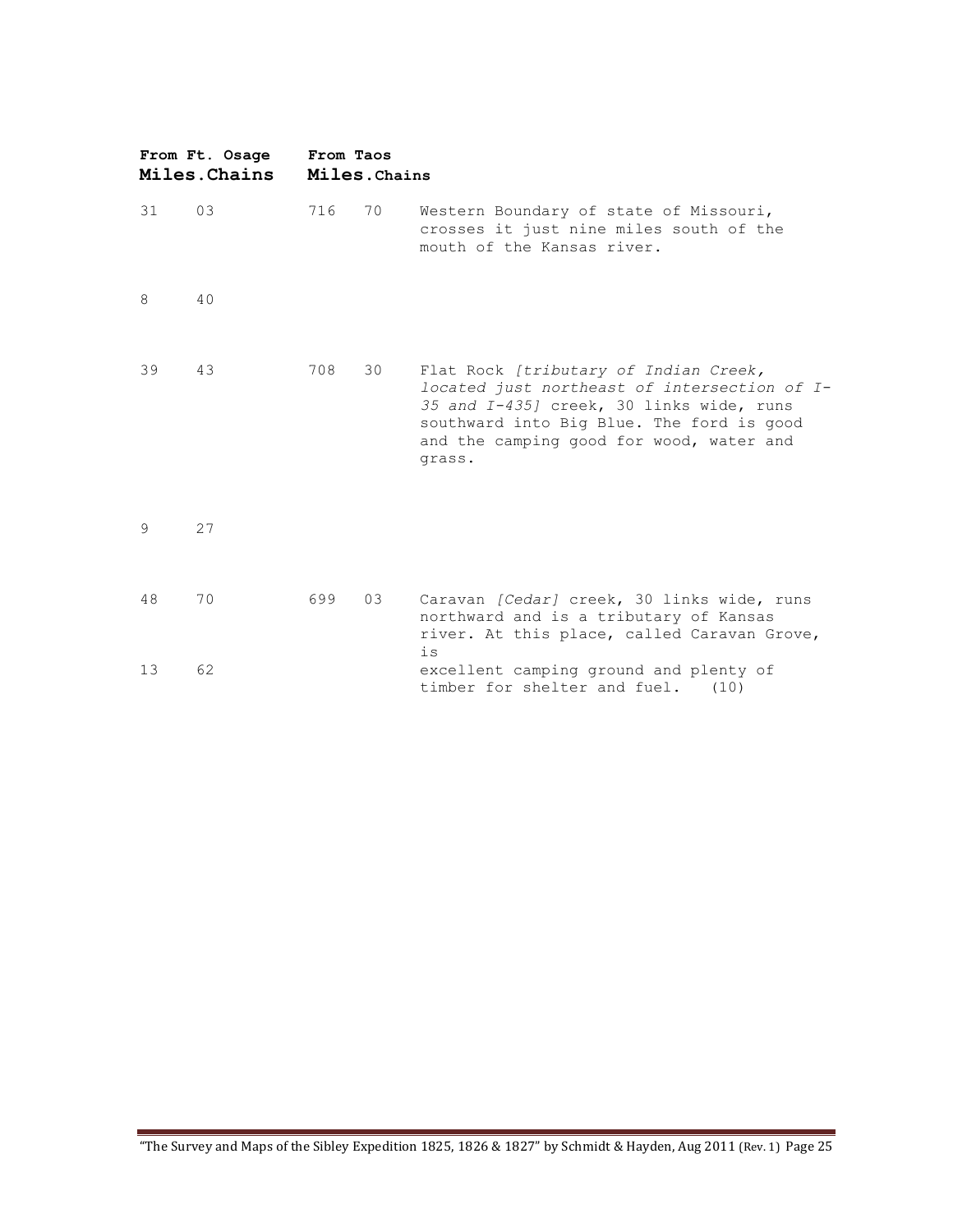| From Ft. Osage Miles. | Chains | From Taos Miles. | Chains | |
|---|---|---|---|---|
| 31 | 03 | 716 | 70 | Western Boundary of state of Missouri, crosses it just nine miles south of the mouth of the Kansas river. |
| 8 | 40 | | | |
| 39 | 43 | 708 | 30 | Flat Rock *[tributary of Indian Creek, located just northeast of intersection of I-35 and I-435]* creek, 30 links wide, runs southward into Big Blue. The ford is good and the camping good for wood, water and grass. |
| 9 | 27 | | | |
| 48 | 70 | 699 | 03 | Caravan *[Cedar]* creek, 30 links wide, runs northward and is a tributary of Kansas river. At this place, called Caravan Grove, is excellent camping ground and plenty of timber for shelter and fuel. (10) |
| 13 | 62 | | | |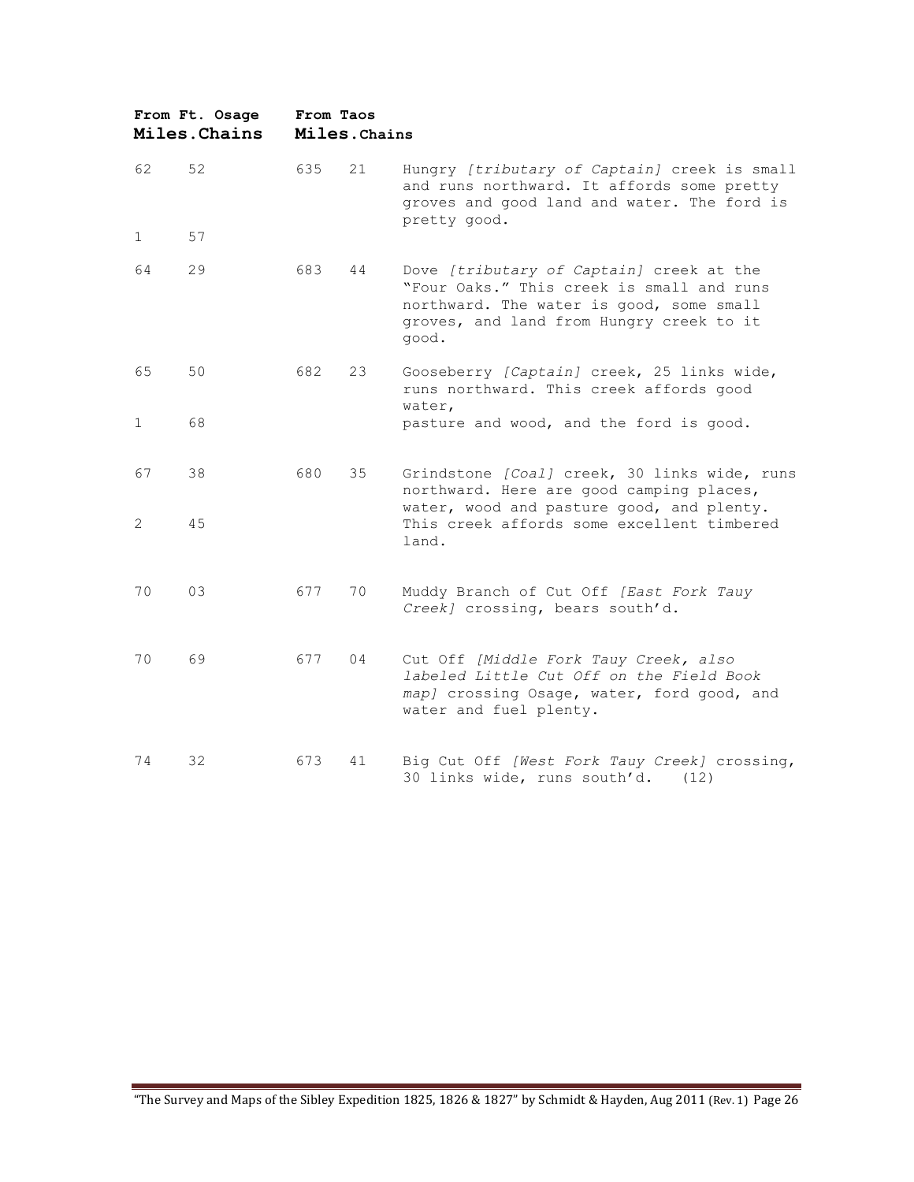| From Ft. Osage | | From Taos | | |
|---|---|---|---|---|
| **Miles.** | **Chains** | **Miles.** | **Chains** | |
| 62 | 52 | 635 | 21 | Hungry *[tributary of Captain]* creek is small and runs northward. It affords some pretty groves and good land and water. The ford is pretty good. |
| 1 | 57 | | | |
| 64 | 29 | 683 | 44 | Dove *[tributary of Captain]* creek at the "Four Oaks." This creek is small and runs northward. The water is good, some small groves, and land from Hungry creek to it good. |
| 65 | 50 | 682 | 23 | Gooseberry *[Captain]* creek, 25 links wide, runs northward. This creek affords good water, |
| 1 | 68 | | | pasture and wood, and the ford is good. |
| 67 | 38 | 680 | 35 | Grindstone *[Coal]* creek, 30 links wide, runs northward. Here are good camping places, water, wood and pasture good, and plenty. |
| 2 | 45 | | | This creek affords some excellent timbered land. |
| 70 | 03 | 677 | 70 | Muddy Branch of Cut Off *[East Fork Tauy Creek]* crossing, bears south'd. |
| 70 | 69 | 677 | 04 | Cut Off *[Middle Fork Tauy Creek, also labeled Little Cut Off on the Field Book map]* crossing Osage, water, ford good, and water and fuel plenty. |
| 74 | 32 | 673 | 41 | Big Cut Off *[West Fork Tauy Creek]* crossing, 30 links wide, runs south'd. (12) |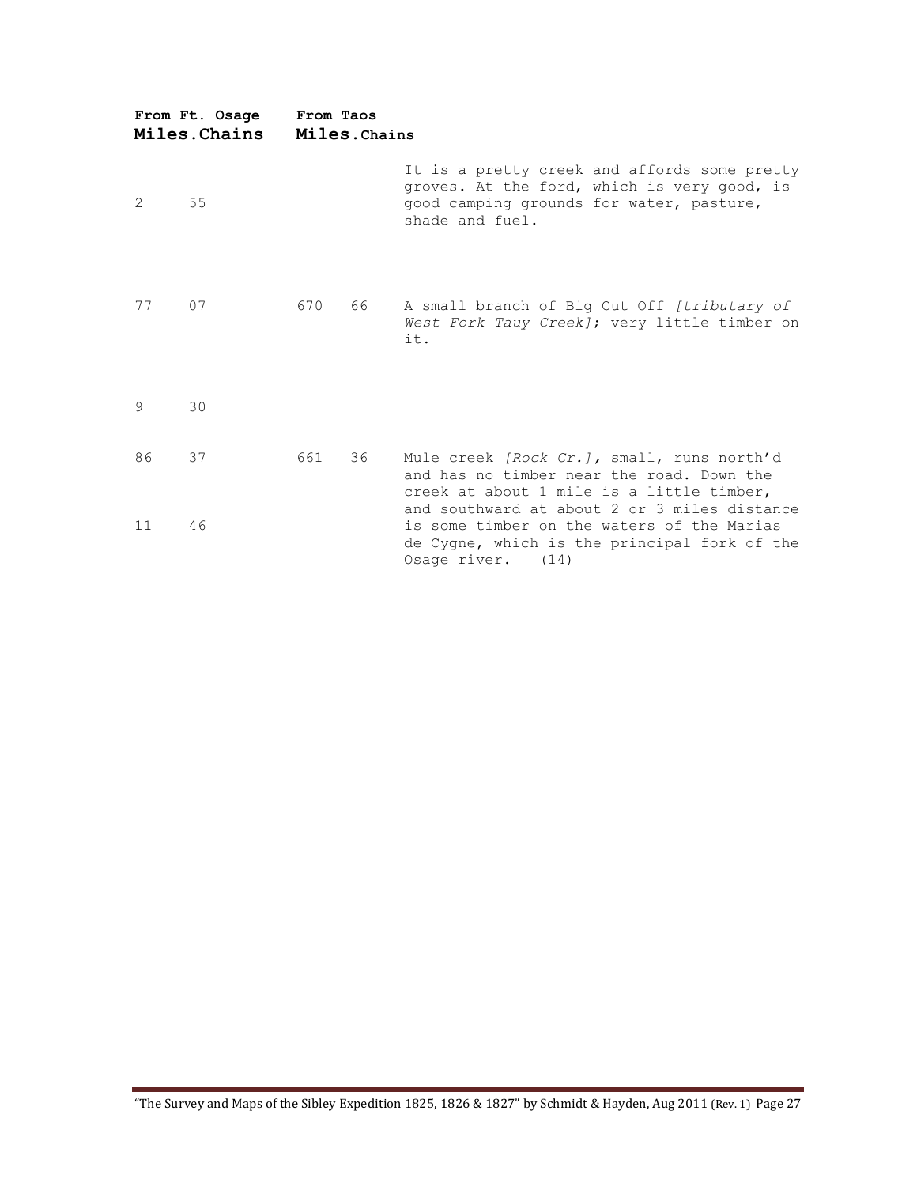| From Ft. Osage | | From Taos | | |
|---|---|---|---|---|
| Miles. | Chains | Miles. | Chains | |
| 2 | 55 | | | It is a pretty creek and affords some pretty groves. At the ford, which is very good, is good camping grounds for water, pasture, shade and fuel. |
| 77 | 07 | 670 | 66 | A small branch of Big Cut Off *[tributary of West Fork Tauy Creek]*; very little timber on it. |
| 9 | 30 | | | |
| 86 | 37 | 661 | 36 | Mule creek *[Rock Cr.],* small, runs north'd and has no timber near the road. Down the creek at about 1 mile is a little timber, and southward at about 2 or 3 miles distance is some timber on the waters of the Marias de Cygne, which is the principal fork of the Osage river. (14) |
| 11 | 46 | | | |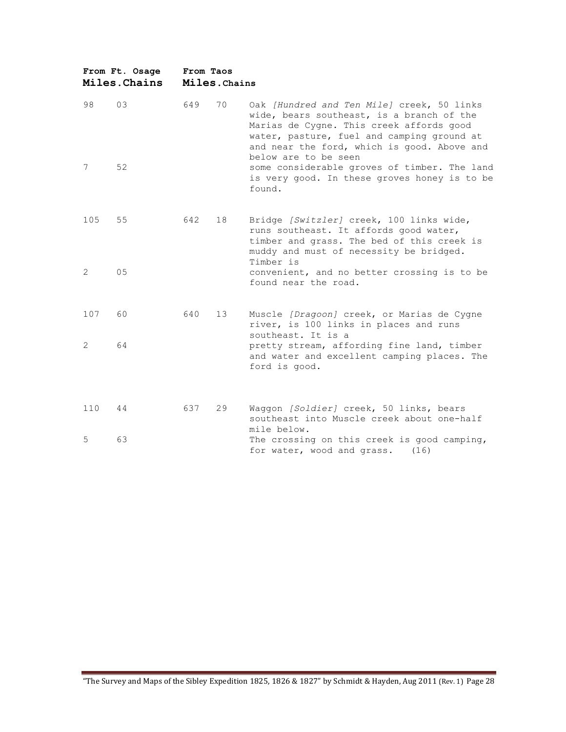| From Ft. Osage | | From Taos | | |
|---|---|---|---|---|
| **Miles** | **Chains** | **Miles** | **Chains** | |
| 98 | 03 | 649 | 70 | Oak *[Hundred and Ten Mile]* creek, 50 links wide, bears southeast, is a branch of the Marias de Cygne. This creek affords good water, pasture, fuel and camping ground at and near the ford, which is good. Above and below are to be seen some considerable groves of timber. The land is very good. In these groves honey is to be found. |
| 7 | 52 | | | |
| 105 | 55 | 642 | 18 | Bridge *[Switzler]* creek, 100 links wide, runs southeast. It affords good water, timber and grass. The bed of this creek is muddy and must of necessity be bridged. Timber is convenient, and no better crossing is to be found near the road. |
| 2 | 05 | | | |
| 107 | 60 | 640 | 13 | Muscle *[Dragoon]* creek, or Marias de Cygne river, is 100 links in places and runs southeast. It is a pretty stream, affording fine land, timber and water and excellent camping places. The ford is good. |
| 2 | 64 | | | |
| 110 | 44 | 637 | 29 | Waggon *[Soldier]* creek, 50 links, bears southeast into Muscle creek about one-half mile below. The crossing on this creek is good camping, for water, wood and grass. (16) |
| 5 | 63 | | | |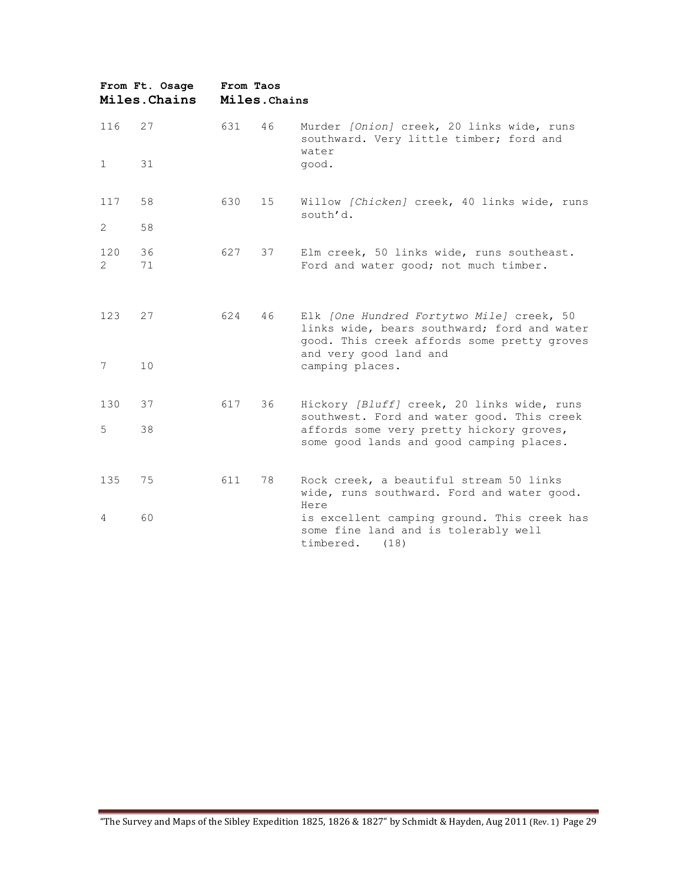| From Ft. Osage Miles.Chains | | From Taos Miles.Chains | | |
|---|---|---|---|---|
| 116<br>1 | 27<br>31 | 631 | 46 | Murder *[Onion]* creek, 20 links wide, runs southward. Very little timber; ford and water good. |
| 117<br>2 | 58<br>58 | 630 | 15 | Willow *[Chicken]* creek, 40 links wide, runs south'd. |
| 120<br>2 | 36<br>71 | 627 | 37 | Elm creek, 50 links wide, runs southeast. Ford and water good; not much timber. |
| 123<br>7 | 27<br>10 | 624 | 46 | Elk *[One Hundred Fortytwo Mile]* creek, 50 links wide, bears southward; ford and water good. This creek affords some pretty groves and very good land and camping places. |
| 130<br>5 | 37<br>38 | 617 | 36 | Hickory *[Bluff]* creek, 20 links wide, runs southwest. Ford and water good. This creek affords some very pretty hickory groves, some good lands and good camping places. |
| 135<br>4 | 75<br>60 | 611 | 78 | Rock creek, a beautiful stream 50 links wide, runs southward. Ford and water good. Here is excellent camping ground. This creek has some fine land and is tolerably well timbered. (18) |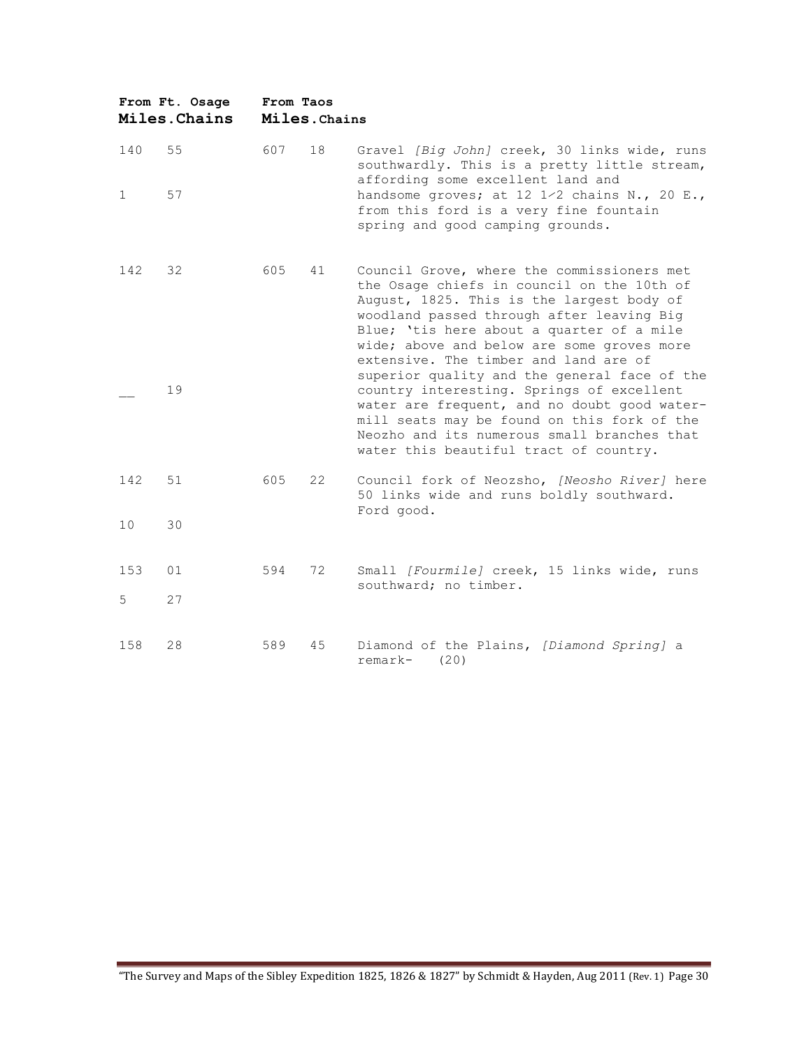| From Ft. Osage Miles. | Chains | From Taos Miles. | Chains | |
|---|---|---|---|---|
| 140 | 55 | 607 | 18 | Gravel *[Big John]* creek, 30 links wide, runs southwardly. This is a pretty little stream, affording some excellent land and handsome groves; at 12 1/2 chains N., 20 E., from this ford is a very fine fountain spring and good camping grounds. |
| 1 | 57 | | | |
| 142 | 32 | 605 | 41 | Council Grove, where the commissioners met the Osage chiefs in council on the 10th of August, 1825. This is the largest body of woodland passed through after leaving Big Blue; 'tis here about a quarter of a mile wide; above and below are some groves more extensive. The timber and land are of superior quality and the general face of the country interesting. Springs of excellent water are frequent, and no doubt good water-mill seats may be found on this fork of the Neozho and its numerous small branches that water this beautiful tract of country. |
| __ | 19 | | | |
| 142 | 51 | 605 | 22 | Council fork of Neozsho, *[Neosho River]* here 50 links wide and runs boldly southward. Ford good. |
| 10 | 30 | | | |
| 153 | 01 | 594 | 72 | Small *[Fourmile]* creek, 15 links wide, runs southward; no timber. |
| 5 | 27 | | | |
| 158 | 28 | 589 | 45 | Diamond of the Plains, *[Diamond Spring]* a remark- (20) |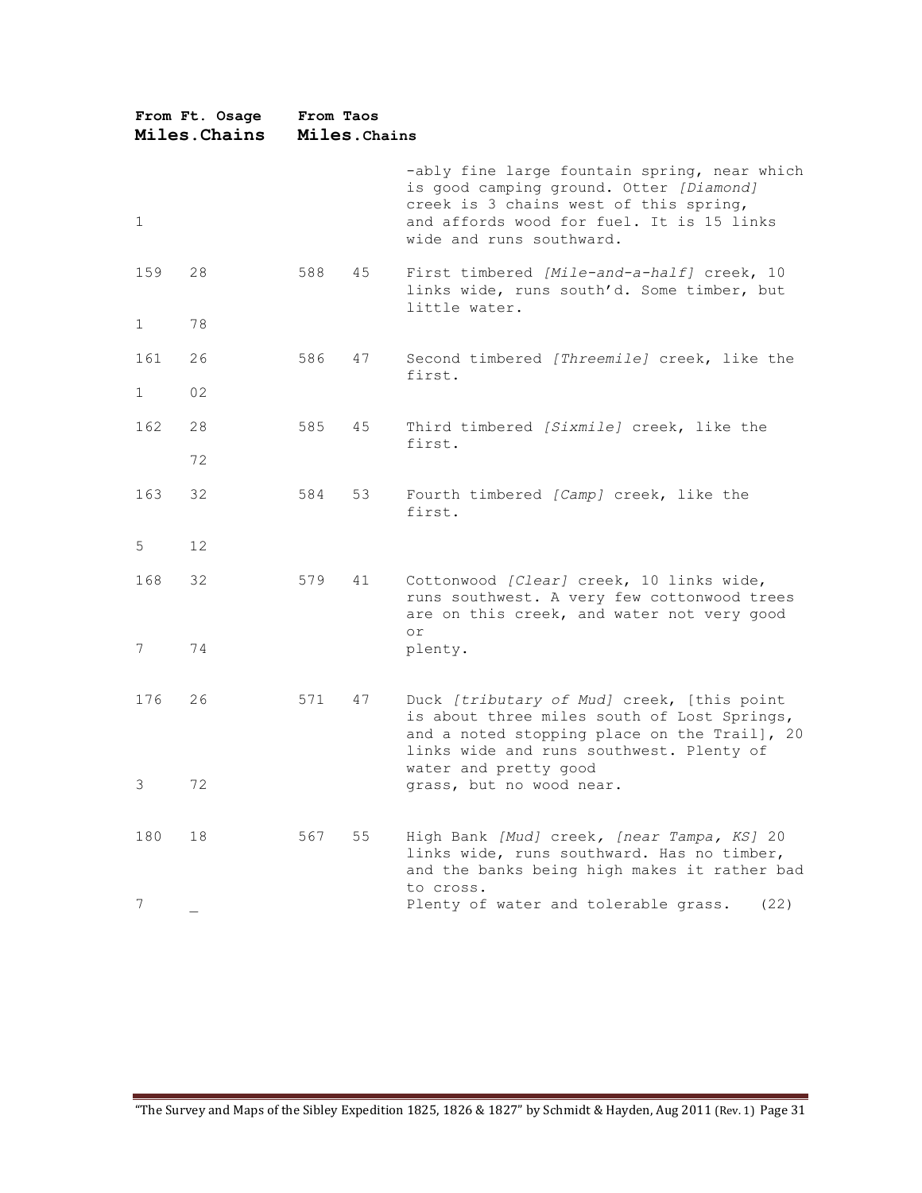| From Ft. Osage Miles | Chains | From Taos Miles | Chains | |
|---|---|---|---|---|
| | | | | -ably fine large fountain spring, near which is good camping ground. Otter *[Diamond]* creek is 3 chains west of this spring, and affords wood for fuel. It is 15 links wide and runs southward. |
| 1 | | | | |
| 159 | 28 | 588 | 45 | First timbered *[Mile-and-a-half]* creek, 10 links wide, runs south'd. Some timber, but little water. |
| 1 | 78 | | | |
| 161 | 26 | 586 | 47 | Second timbered *[Threemile]* creek, like the first. |
| 1 | 02 | | | |
| 162 | 28 | 585 | 45 | Third timbered *[Sixmile]* creek, like the first. |
| | 72 | | | |
| 163 | 32 | 584 | 53 | Fourth timbered *[Camp]* creek, like the first. |
| 5 | 12 | | | |
| 168 | 32 | 579 | 41 | Cottonwood *[Clear]* creek, 10 links wide, runs southwest. A very few cottonwood trees are on this creek, and water not very good or plenty. |
| 7 | 74 | | | |
| 176 | 26 | 571 | 47 | Duck *[tributary of Mud]* creek, [this point is about three miles south of Lost Springs, and a noted stopping place on the Trail], 20 links wide and runs southwest. Plenty of water and pretty good grass, but no wood near. |
| 3 | 72 | | | |
| 180 | 18 | 567 | 55 | High Bank *[Mud]* creek, *[near Tampa, KS]* 20 links wide, runs southward. Has no timber, and the banks being high makes it rather bad to cross. Plenty of water and tolerable grass. (22) |
| 7 | _ | | | |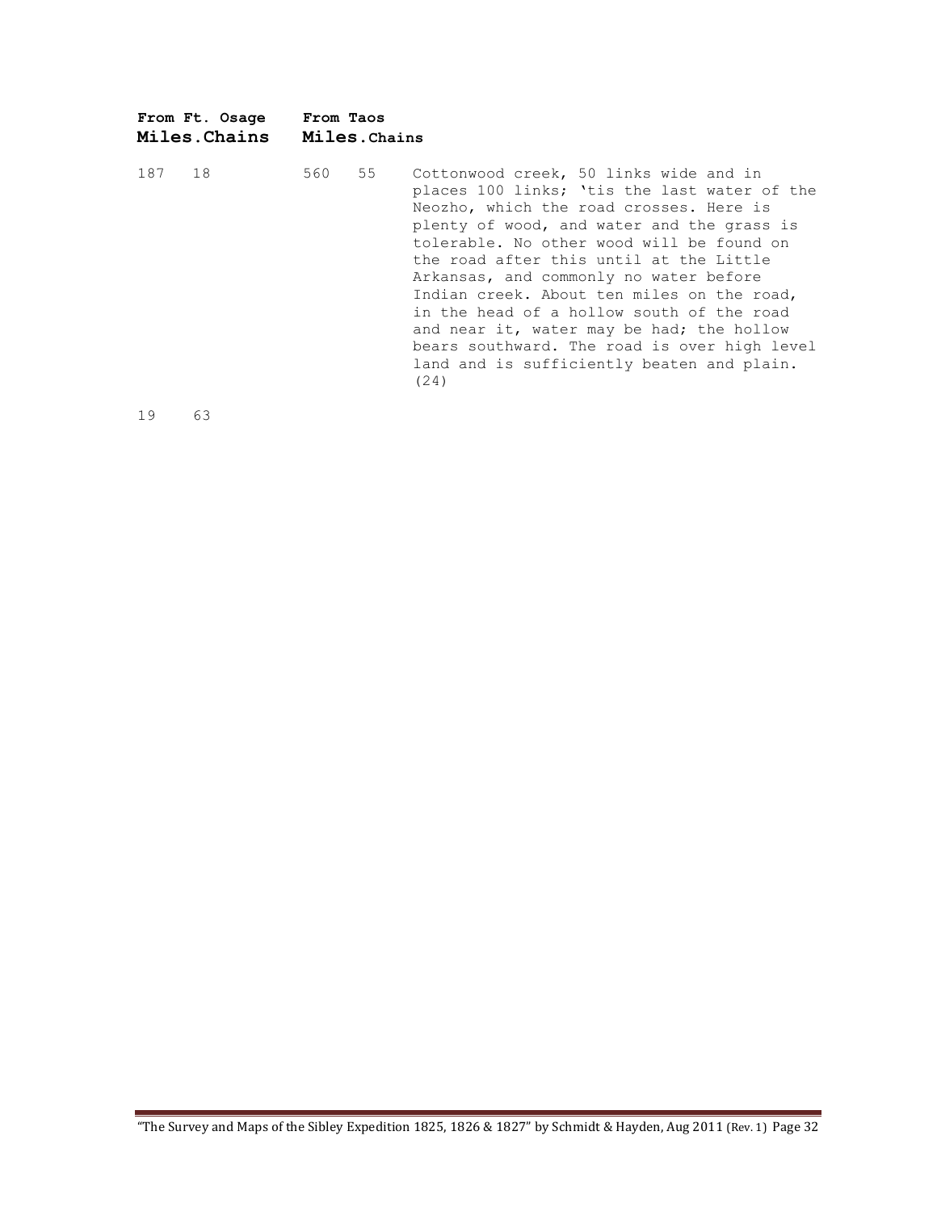| From Ft. Osage | | From Taos | | |
|---|---|---|---|---|
| **Miles** | **Chains** | **Miles** | **Chains** | |
| 187 | 18 | 560 | 55 | Cottonwood creek, 50 links wide and in places 100 links; 'tis the last water of the Neozho, which the road crosses. Here is plenty of wood, and water and the grass is tolerable. No other wood will be found on the road after this until at the Little Arkansas, and commonly no water before Indian creek. About ten miles on the road, in the head of a hollow south of the road and near it, water may be had; the hollow bears southward. The road is over high level land and is sufficiently beaten and plain. (24) |
| 19 | 63 | | | |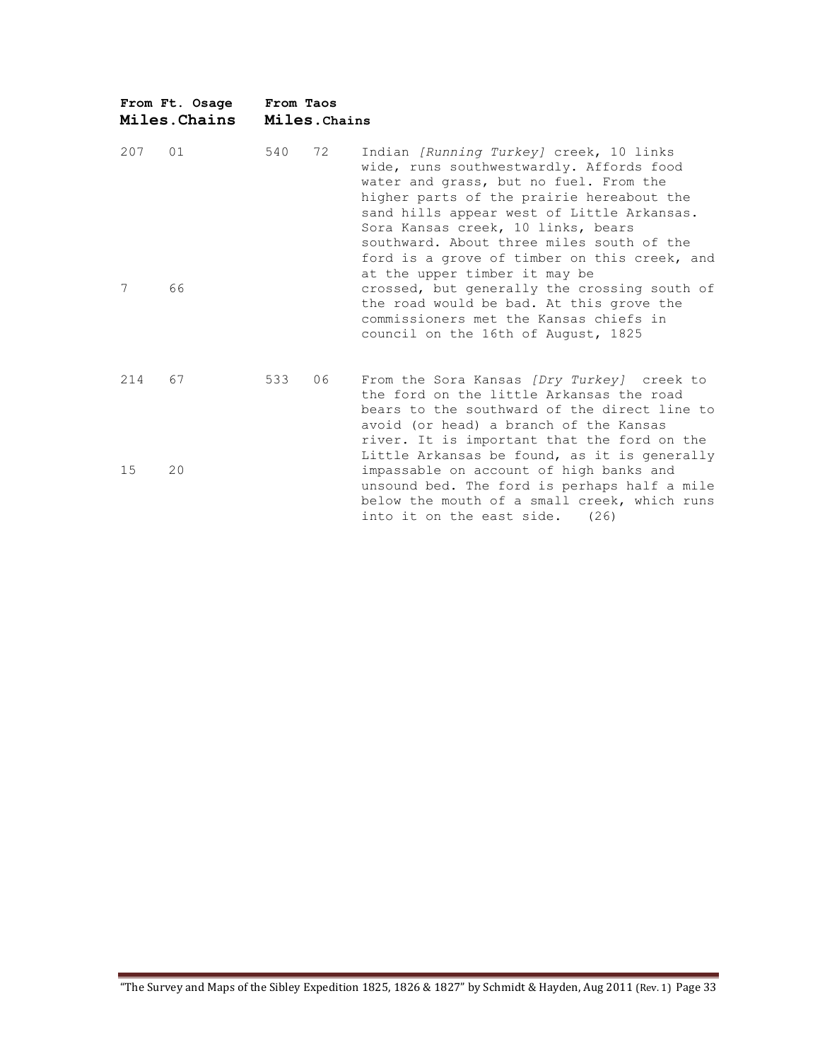| From Ft. Osage Miles.Chains | | From Taos Miles.Chains | | |
|---|---|---|---|---|
| 207 | 01 | 540 | 72 | Indian *[Running Turkey]* creek, 10 links wide, runs southwestwardly. Affords food water and grass, but no fuel. From the higher parts of the prairie hereabout the sand hills appear west of Little Arkansas. Sora Kansas creek, 10 links, bears southward. About three miles south of the ford is a grove of timber on this creek, and at the upper timber it may be crossed, but generally the crossing south of the road would be bad. At this grove the commissioners met the Kansas chiefs in council on the 16th of August, 1825 |
| 7 | 66 | | | |
| 214 | 67 | 533 | 06 | From the Sora Kansas *[Dry Turkey]* creek to the ford on the little Arkansas the road bears to the southward of the direct line to avoid (or head) a branch of the Kansas river. It is important that the ford on the Little Arkansas be found, as it is generally impassable on account of high banks and unsound bed. The ford is perhaps half a mile below the mouth of a small creek, which runs into it on the east side. (26) |
| 15 | 20 | | | |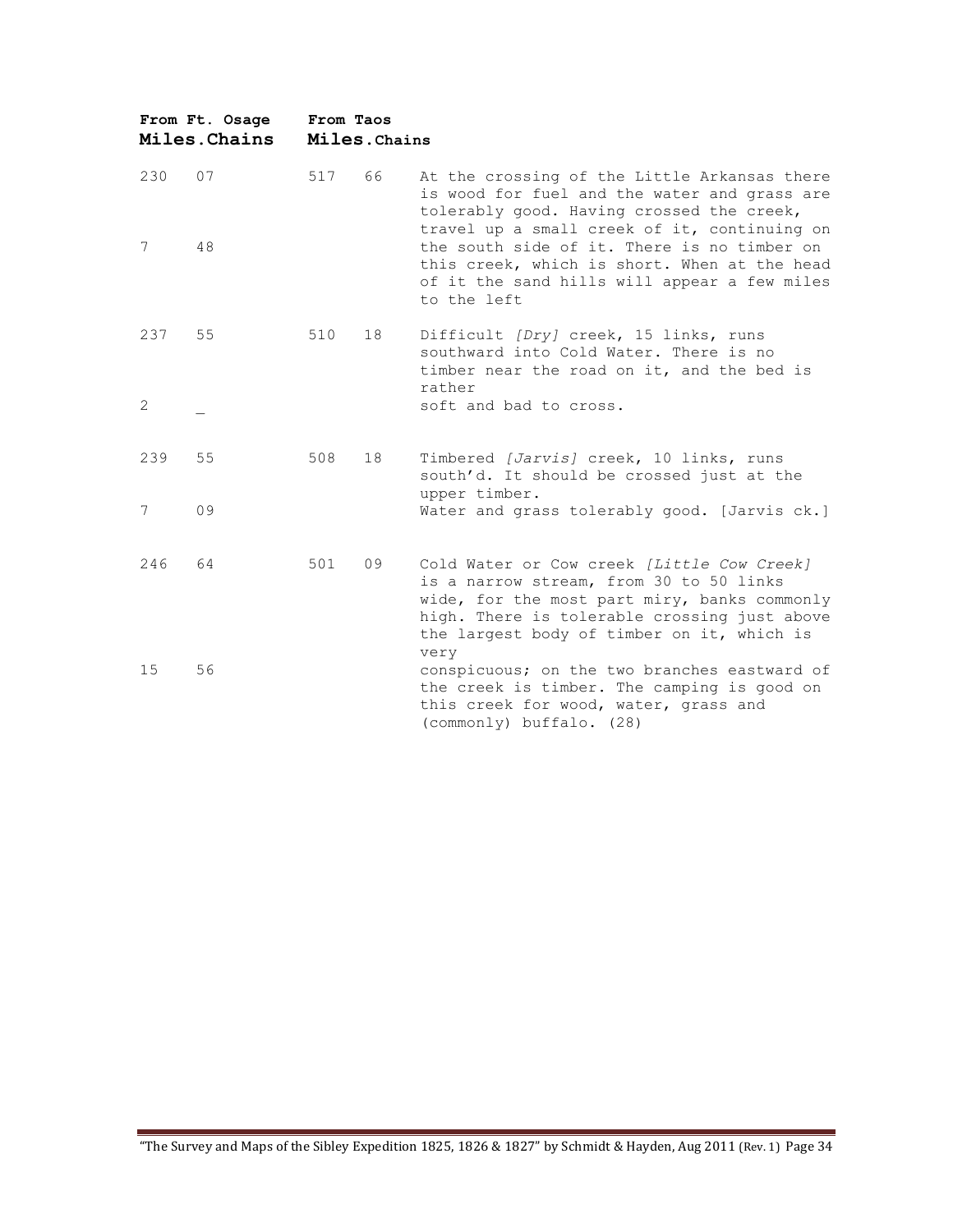| From Ft. Osage Miles.Chains | | From Taos Miles.Chains | | |
|---|---|---|---|---|
| 230 | 07 | 517 | 66 | At the crossing of the Little Arkansas there is wood for fuel and the water and grass are tolerably good. Having crossed the creek, travel up a small creek of it, continuing on the south side of it. There is no timber on this creek, which is short. When at the head of it the sand hills will appear a few miles to the left |
| 7 | 48 | | | |
| 237 | 55 | 510 | 18 | Difficult *[Dry]* creek, 15 links, runs southward into Cold Water. There is no timber near the road on it, and the bed is rather soft and bad to cross. |
| 2 | _ | | | |
| 239 | 55 | 508 | 18 | Timbered *[Jarvis]* creek, 10 links, runs south'd. It should be crossed just at the upper timber. Water and grass tolerably good. [Jarvis ck.] |
| 7 | 09 | | | |
| 246 | 64 | 501 | 09 | Cold Water or Cow creek *[Little Cow Creek]* is a narrow stream, from 30 to 50 links wide, for the most part miry, banks commonly high. There is tolerable crossing just above the largest body of timber on it, which is very conspicuous; on the two branches eastward of the creek is timber. The camping is good on this creek for wood, water, grass and (commonly) buffalo. (28) |
| 15 | 56 | | | |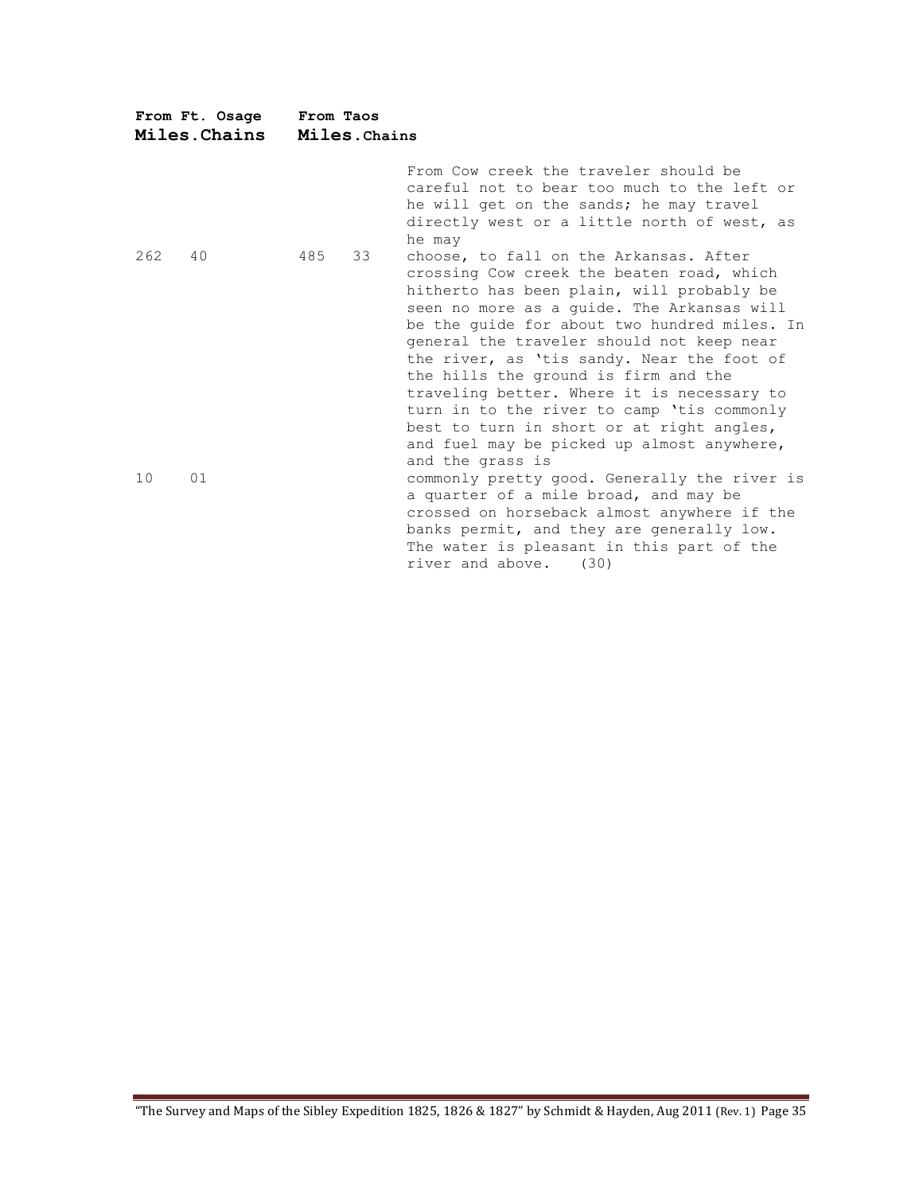| From Ft. Osage Miles.Chains | | From Taos Miles.Chains | | |
|---|---|---|---|---|
| | | | | From Cow creek the traveler should be careful not to bear too much to the left or he will get on the sands; he may travel directly west or a little north of west, as he may |
| 262 | 40 | 485 | 33 | choose, to fall on the Arkansas. After crossing Cow creek the beaten road, which hitherto has been plain, will probably be seen no more as a guide. The Arkansas will be the guide for about two hundred miles. In general the traveler should not keep near the river, as 'tis sandy. Near the foot of the hills the ground is firm and the traveling better. Where it is necessary to turn in to the river to camp 'tis commonly best to turn in short or at right angles, and fuel may be picked up almost anywhere, and the grass is |
| 10 | 01 | | | commonly pretty good. Generally the river is a quarter of a mile broad, and may be crossed on horseback almost anywhere if the banks permit, and they are generally low. The water is pleasant in this part of the river and above. (30) |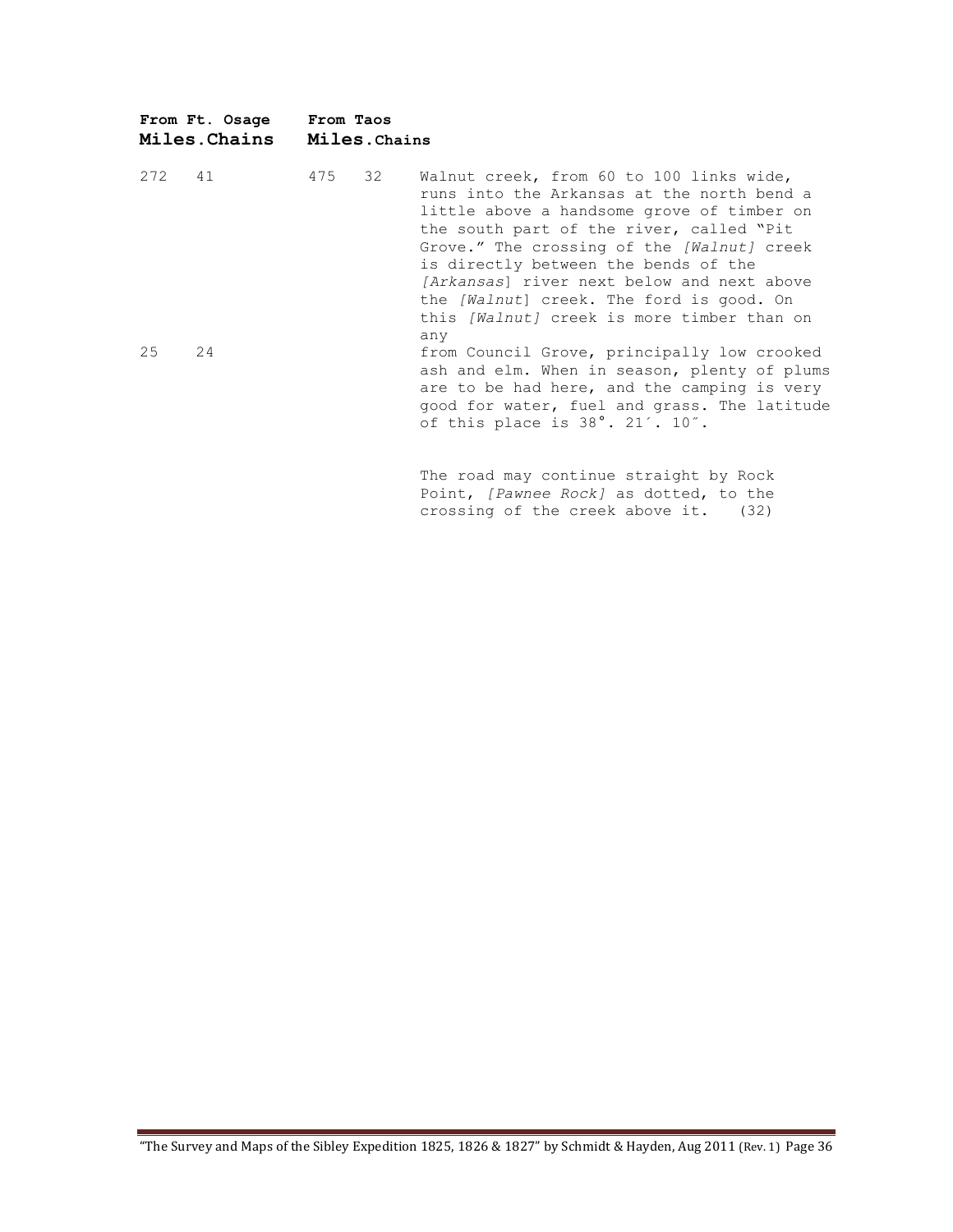| From Ft. Osage Miles.Chains | | From Taos Miles.Chains | | |
|---|---|---|---|---|
| 272 | 41 | 475 | 32 | Walnut creek, from 60 to 100 links wide, runs into the Arkansas at the north bend a little above a handsome grove of timber on the south part of the river, called "Pit Grove." The crossing of the *[Walnut]* creek is directly between the bends of the *[Arkansas]* river next below and next above the *[Walnut]* creek. The ford is good. On this *[Walnut]* creek is more timber than on any |
| 25 | 24 | | | from Council Grove, principally low crooked ash and elm. When in season, plenty of plums are to be had here, and the camping is very good for water, fuel and grass. The latitude of this place is 38°. 21′. 10″. |

The road may continue straight by Rock Point, *[Pawnee Rock]* as dotted, to the crossing of the creek above it. (32)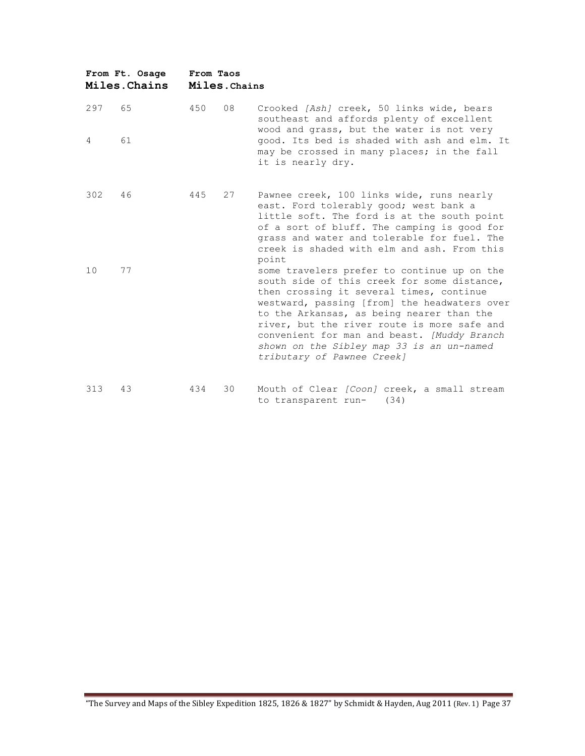| From Ft. Osage Miles | Chains | From Taos Miles | Chains | |
|---|---|---|---|---|
| 297 | 65 | 450 | 08 | Crooked *[Ash]* creek, 50 links wide, bears southeast and affords plenty of excellent wood and grass, but the water is not very |
| 4 | 61 | | | good. Its bed is shaded with ash and elm. It may be crossed in many places; in the fall it is nearly dry. |
| 302 | 46 | 445 | 27 | Pawnee creek, 100 links wide, runs nearly east. Ford tolerably good; west bank a little soft. The ford is at the south point of a sort of bluff. The camping is good for grass and water and tolerable for fuel. The creek is shaded with elm and ash. From this point |
| 10 | 77 | | | some travelers prefer to continue up on the south side of this creek for some distance, then crossing it several times, continue westward, passing [from] the headwaters over to the Arkansas, as being nearer than the river, but the river route is more safe and convenient for man and beast. *[Muddy Branch shown on the Sibley map 33 is an un-named tributary of Pawnee Creek]* |
| 313 | 43 | 434 | 30 | Mouth of Clear *[Coon]* creek, a small stream to transparent run- (34) |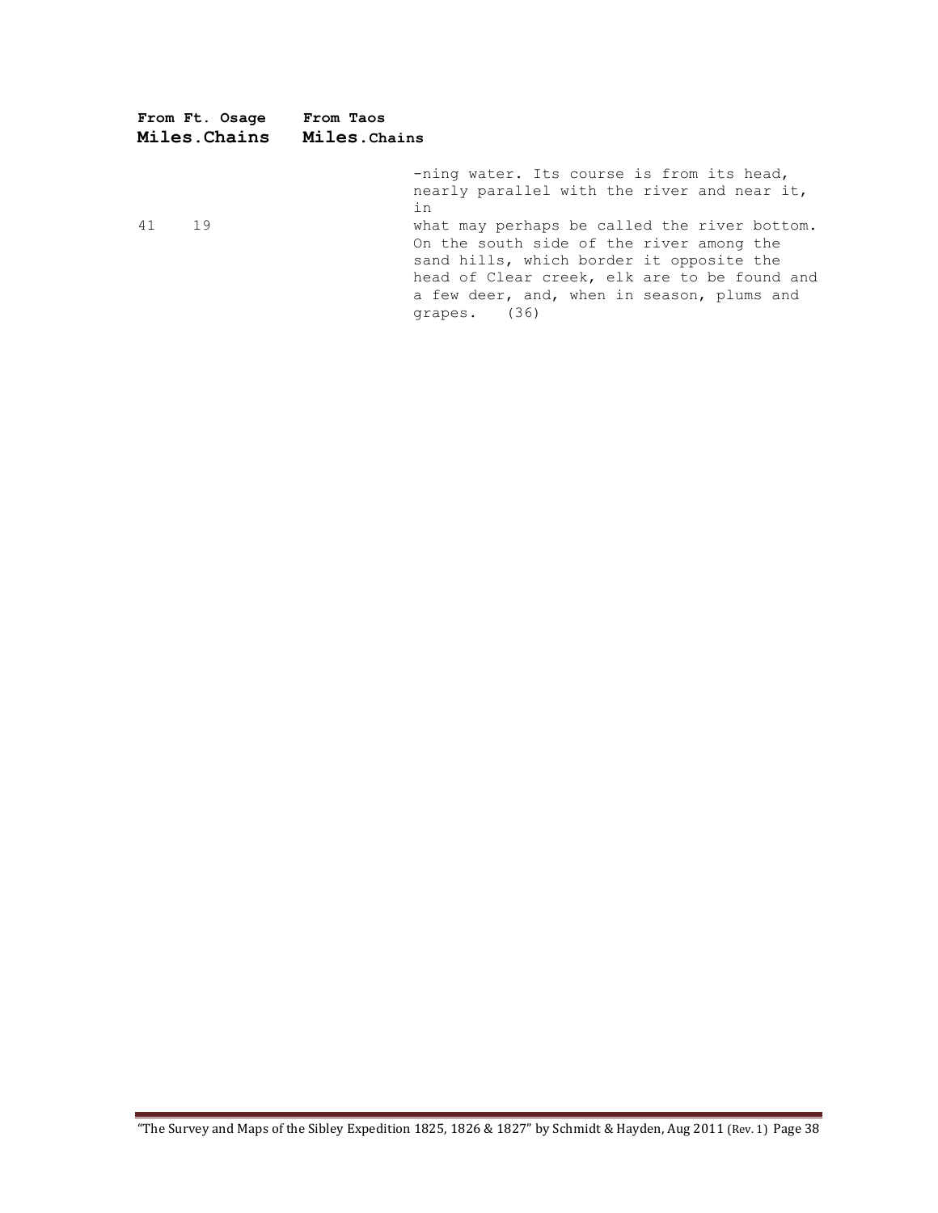| From Ft. Osage | | From Taos | | |
|---|---|---|---|---|
| **Miles** | **Chains** | **Miles** | **Chains** | |
| | | | | -ning water. Its course is from its head, nearly parallel with the river and near it, in |
| 41 | 19 | | | what may perhaps be called the river bottom. On the south side of the river among the sand hills, which border it opposite the head of Clear creek, elk are to be found and a few deer, and, when in season, plums and grapes. (36) |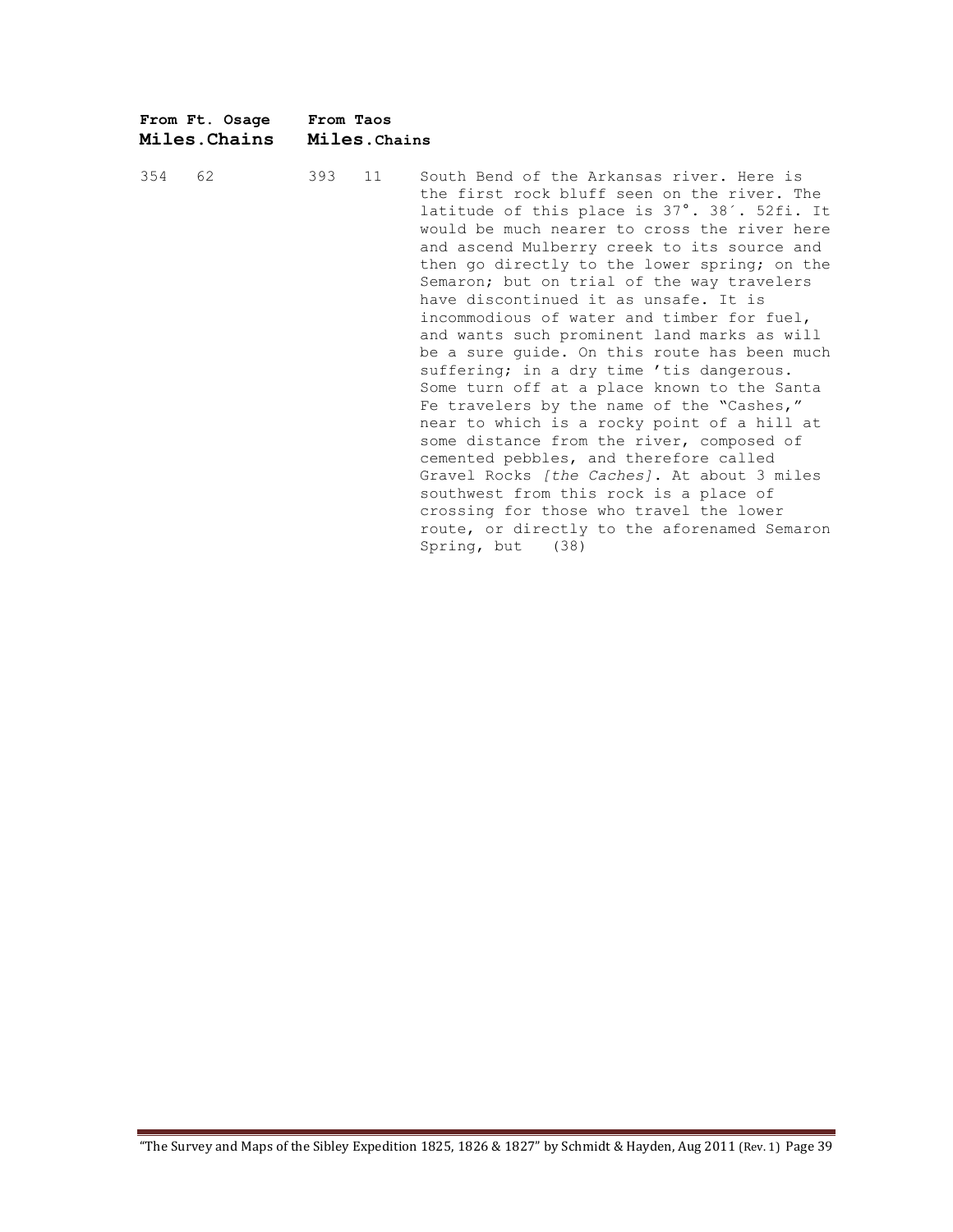| From Ft. Osage | | From Taos | | |
|---|---|---|---|---|
| **Miles.** | **Chains** | **Miles.** | **Chains** | |
| 354 | 62 | 393 | 11 | South Bend of the Arkansas river. Here is the first rock bluff seen on the river. The latitude of this place is 37°. 38´. 52fi. It would be much nearer to cross the river here and ascend Mulberry creek to its source and then go directly to the lower spring; on the Semaron; but on trial of the way travelers have discontinued it as unsafe. It is incommodious of water and timber for fuel, and wants such prominent land marks as will be a sure guide. On this route has been much suffering; in a dry time 'tis dangerous. Some turn off at a place known to the Santa Fe travelers by the name of the "Cashes," near to which is a rocky point of a hill at some distance from the river, composed of cemented pebbles, and therefore called Gravel Rocks *[the Caches]*. At about 3 miles southwest from this rock is a place of crossing for those who travel the lower route, or directly to the aforenamed Semaron Spring, but (38) |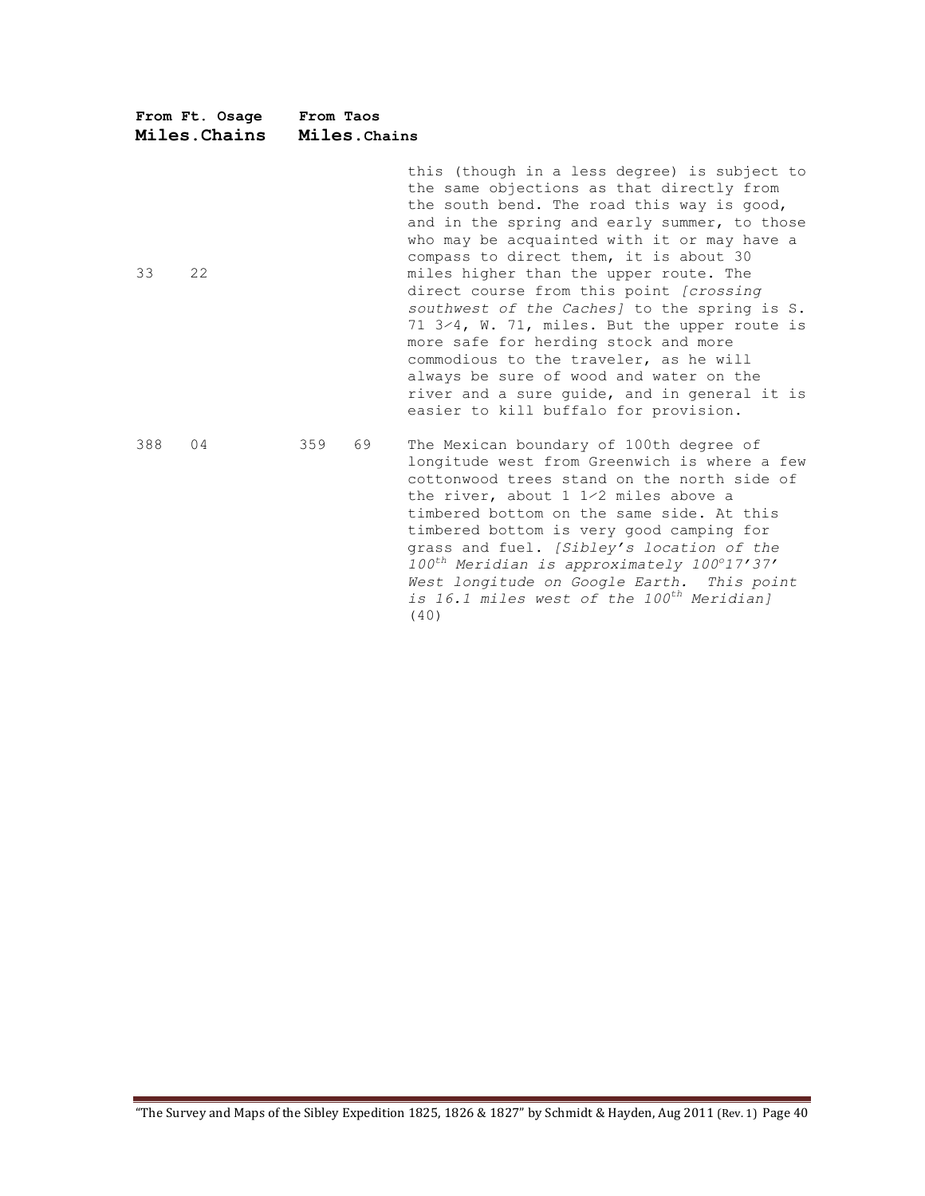| From Ft. Osage Miles.Chains | | From Taos Miles.Chains | | |
|---|---|---|---|---|
| 33 | 22 | | | this (though in a less degree) is subject to the same objections as that directly from the south bend. The road this way is good, and in the spring and early summer, to those who may be acquainted with it or may have a compass to direct them, it is about 30 miles higher than the upper route. The direct course from this point *[crossing southwest of the Caches]* to the spring is S. 71 3⁄4, W. 71, miles. But the upper route is more safe for herding stock and more commodious to the traveler, as he will always be sure of wood and water on the river and a sure guide, and in general it is easier to kill buffalo for provision. |
| 388 | 04 | 359 | 69 | The Mexican boundary of 100th degree of longitude west from Greenwich is where a few cottonwood trees stand on the north side of the river, about 1 1⁄2 miles above a timbered bottom on the same side. At this timbered bottom is very good camping for grass and fuel. *[Sibley's location of the 100th Meridian is approximately 100°17'37' West longitude on Google Earth. This point is 16.1 miles west of the 100th Meridian]* (40) |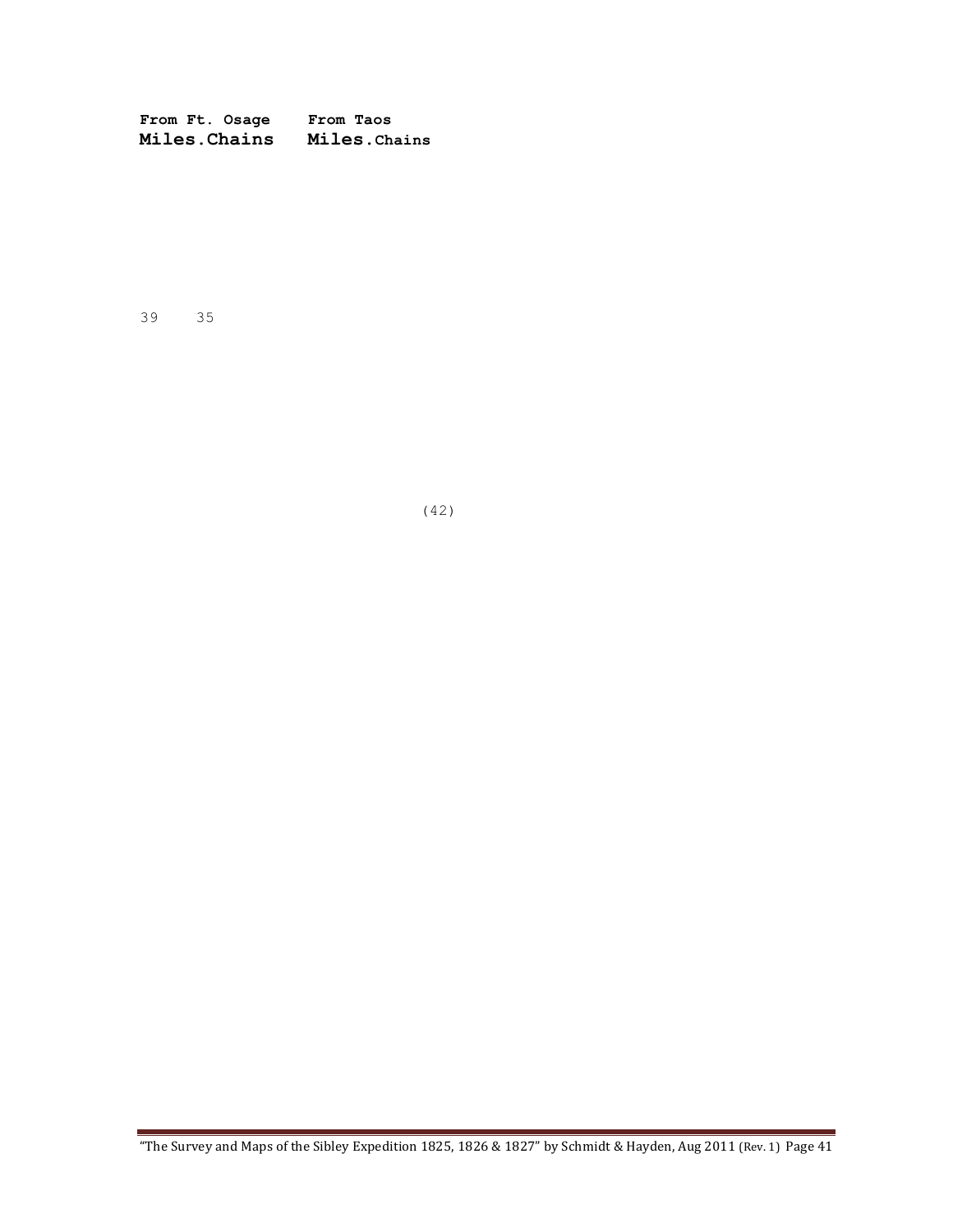| From Ft. Osage | | From Taos | |
|---|---|---|---|
| Miles. | Chains | Miles. | Chains |
| 39 | 35 | | |

(42)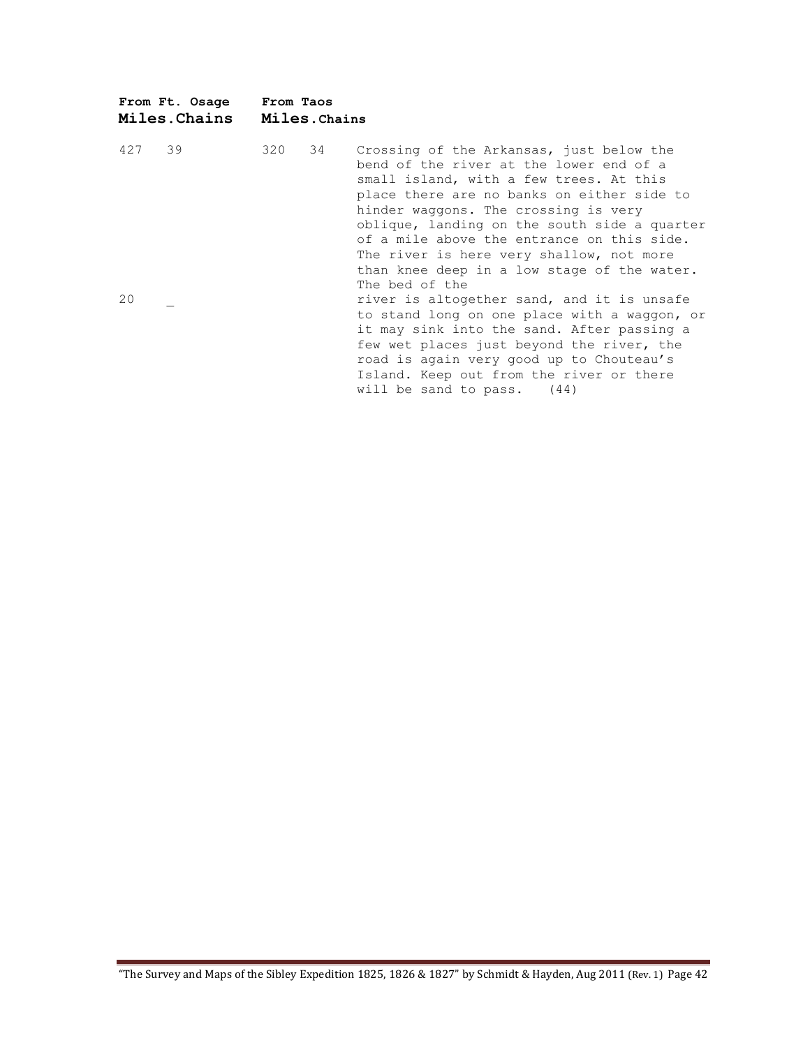| From Ft. Osage | | From Taos | | |
|---|---|---|---|---|
| Miles. | Chains | Miles. | Chains | |
| 427 | 39 | 320 | 34 | Crossing of the Arkansas, just below the bend of the river at the lower end of a small island, with a few trees. At this place there are no banks on either side to hinder waggons. The crossing is very oblique, landing on the south side a quarter of a mile above the entrance on this side. The river is here very shallow, not more than knee deep in a low stage of the water. The bed of the |
| 20 | _ | | | river is altogether sand, and it is unsafe to stand long on one place with a waggon, or it may sink into the sand. After passing a few wet places just beyond the river, the road is again very good up to Chouteau's Island. Keep out from the river or there will be sand to pass. (44) |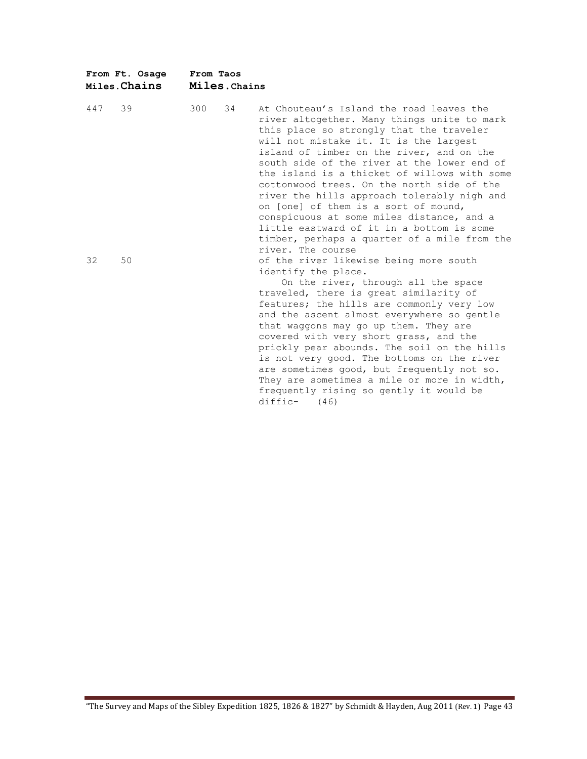| From Ft. Osage | | From Taos | | |
|---|---|---|---|---|
| Miles. | Chains | Miles. | Chains | |
| 447 | 39 | 300 | 34 | At Chouteau's Island the road leaves the river altogether. Many things unite to mark this place so strongly that the traveler will not mistake it. It is the largest island of timber on the river, and on the south side of the river at the lower end of the island is a thicket of willows with some cottonwood trees. On the north side of the river the hills approach tolerably nigh and on [one] of them is a sort of mound, conspicuous at some miles distance, and a little eastward of it in a bottom is some timber, perhaps a quarter of a mile from the river. The course |
| 32 | 50 | | | of the river likewise being more south identify the place. |

On the river, through all the space traveled, there is great similarity of features; the hills are commonly very low and the ascent almost everywhere so gentle that waggons may go up them. They are covered with very short grass, and the prickly pear abounds. The soil on the hills is not very good. The bottoms on the river are sometimes good, but frequently not so. They are sometimes a mile or more in width, frequently rising so gently it would be diffic- (46)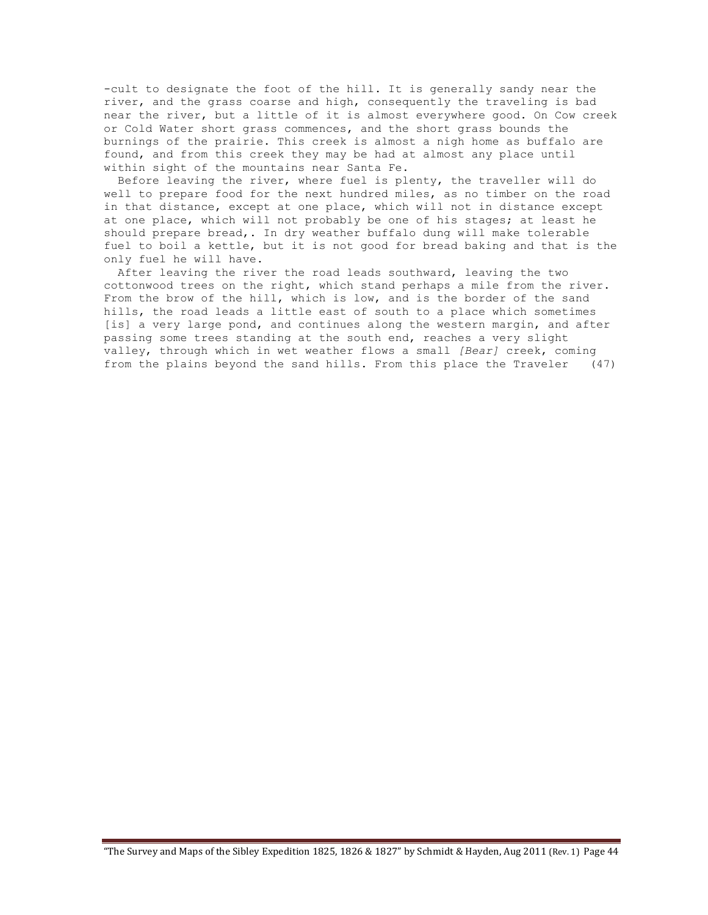-cult to designate the foot of the hill. It is generally sandy near the river, and the grass coarse and high, consequently the traveling is bad near the river, but a little of it is almost everywhere good. On Cow creek or Cold Water short grass commences, and the short grass bounds the burnings of the prairie. This creek is almost a nigh home as buffalo are found, and from this creek they may be had at almost any place until within sight of the mountains near Santa Fe.

Before leaving the river, where fuel is plenty, the traveller will do well to prepare food for the next hundred miles, as no timber on the road in that distance, except at one place, which will not in distance except at one place, which will not probably be one of his stages; at least he should prepare bread,. In dry weather buffalo dung will make tolerable fuel to boil a kettle, but it is not good for bread baking and that is the only fuel he will have.

After leaving the river the road leads southward, leaving the two cottonwood trees on the right, which stand perhaps a mile from the river. From the brow of the hill, which is low, and is the border of the sand hills, the road leads a little east of south to a place which sometimes [is] a very large pond, and continues along the western margin, and after passing some trees standing at the south end, reaches a very slight valley, through which in wet weather flows a small *[Bear]* creek, coming from the plains beyond the sand hills. From this place the Traveler (47)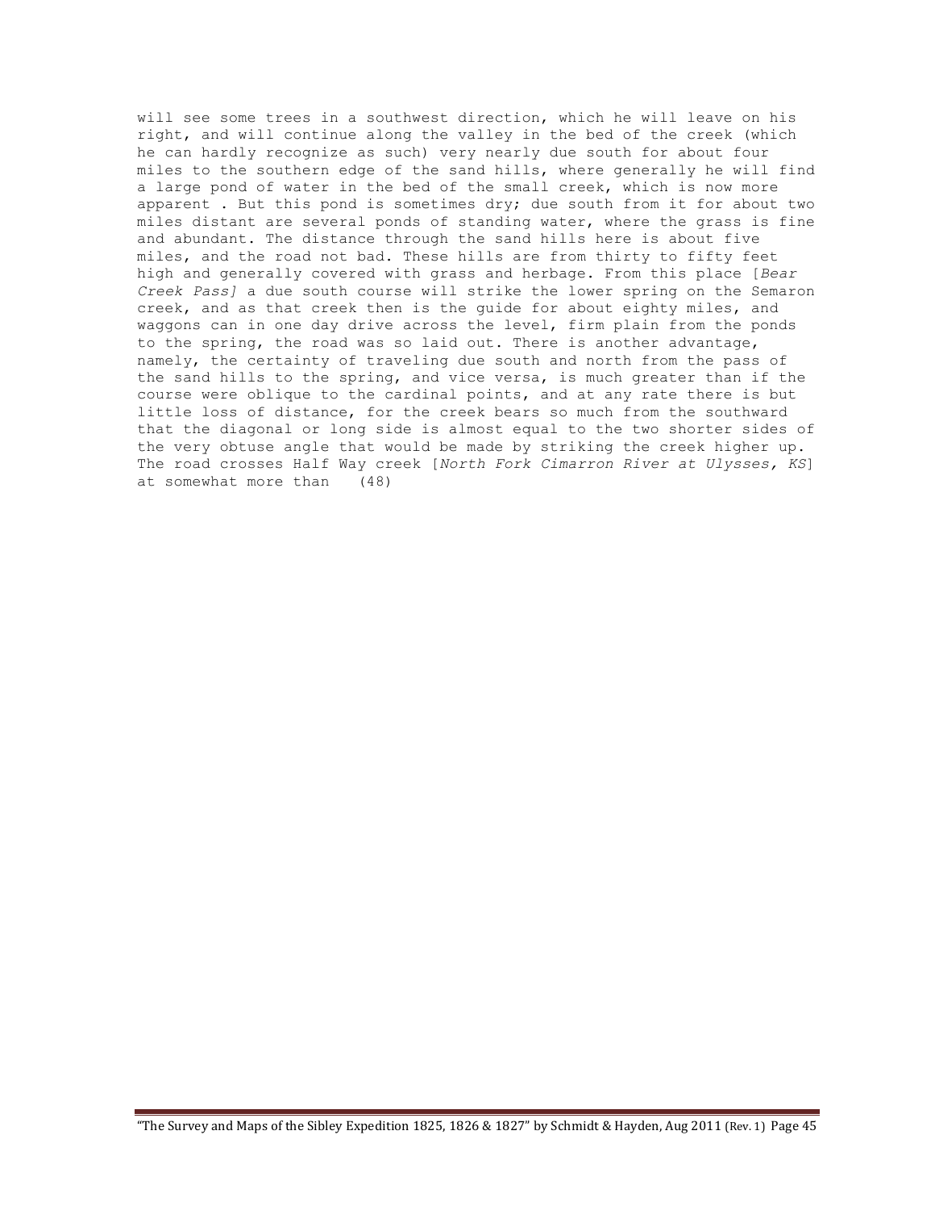will see some trees in a southwest direction, which he will leave on his right, and will continue along the valley in the bed of the creek (which he can hardly recognize as such) very nearly due south for about four miles to the southern edge of the sand hills, where generally he will find a large pond of water in the bed of the small creek, which is now more apparent . But this pond is sometimes dry; due south from it for about two miles distant are several ponds of standing water, where the grass is fine and abundant. The distance through the sand hills here is about five miles, and the road not bad. These hills are from thirty to fifty feet high and generally covered with grass and herbage. From this place [*Bear Creek Pass]* a due south course will strike the lower spring on the Semaron creek, and as that creek then is the guide for about eighty miles, and waggons can in one day drive across the level, firm plain from the ponds to the spring, the road was so laid out. There is another advantage, namely, the certainty of traveling due south and north from the pass of the sand hills to the spring, and vice versa, is much greater than if the course were oblique to the cardinal points, and at any rate there is but little loss of distance, for the creek bears so much from the southward that the diagonal or long side is almost equal to the two shorter sides of the very obtuse angle that would be made by striking the creek higher up. The road crosses Half Way creek [*North Fork Cimarron River at Ulysses, KS*] at somewhat more than (48)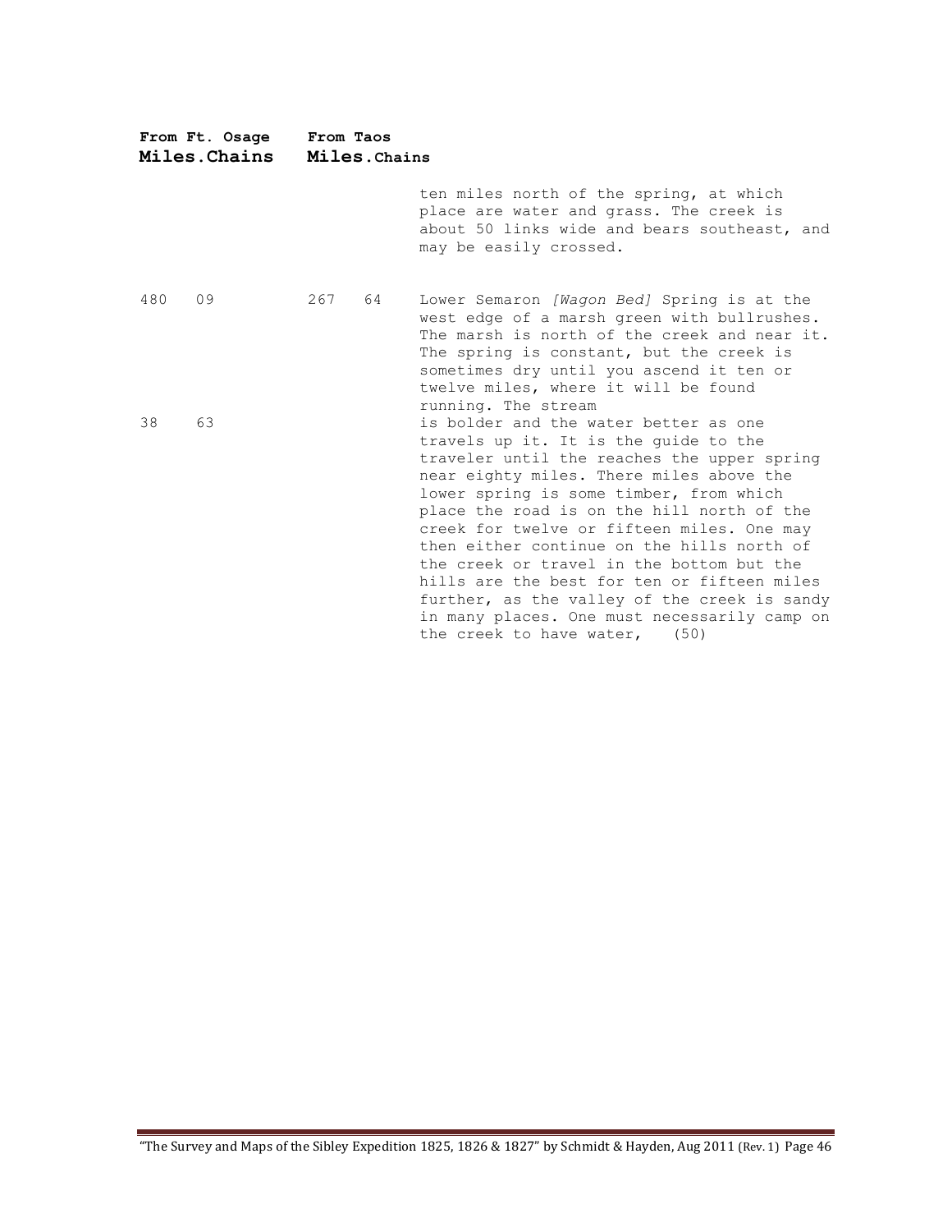| From Ft. Osage Miles | Chains | From Taos Miles | Chains | |
|---|---|---|---|---|
| | | | | ten miles north of the spring, at which place are water and grass. The creek is about 50 links wide and bears southeast, and may be easily crossed. |
| 480 | 09 | 267 | 64 | Lower Semaron *[Wagon Bed]* Spring is at the west edge of a marsh green with bullrushes. The marsh is north of the creek and near it. The spring is constant, but the creek is sometimes dry until you ascend it ten or twelve miles, where it will be found running. The stream |
| 38 | 63 | | | is bolder and the water better as one travels up it. It is the guide to the traveler until the reaches the upper spring near eighty miles. There miles above the lower spring is some timber, from which place the road is on the hill north of the creek for twelve or fifteen miles. One may then either continue on the hills north of the creek or travel in the bottom but the hills are the best for ten or fifteen miles further, as the valley of the creek is sandy in many places. One must necessarily camp on the creek to have water, (50) |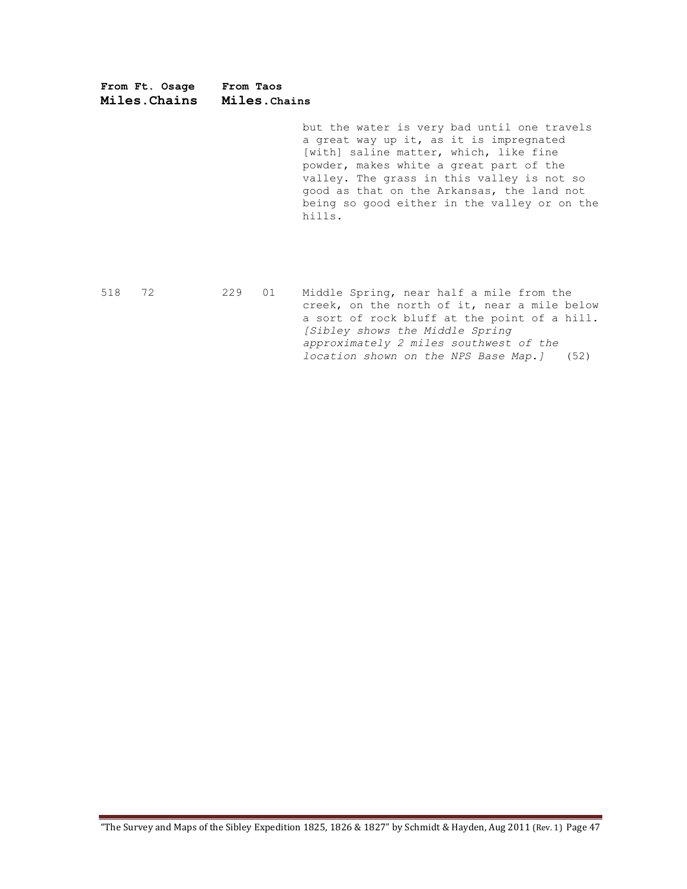| From Ft. Osage | | From Taos | | |
|---|---|---|---|---|
| **Miles** | **Chains** | **Miles** | **Chains** | |
| | | | | but the water is very bad until one travels a great way up it, as it is impregnated [with] saline matter, which, like fine powder, makes white a great part of the valley. The grass in this valley is not so good as that on the Arkansas, the land not being so good either in the valley or on the hills. |
| 518 | 72 | 229 | 01 | Middle Spring, near half a mile from the creek, on the north of it, near a mile below a sort of rock bluff at the point of a hill. *[Sibley shows the Middle Spring approximately 2 miles southwest of the location shown on the NPS Base Map.]* (52) |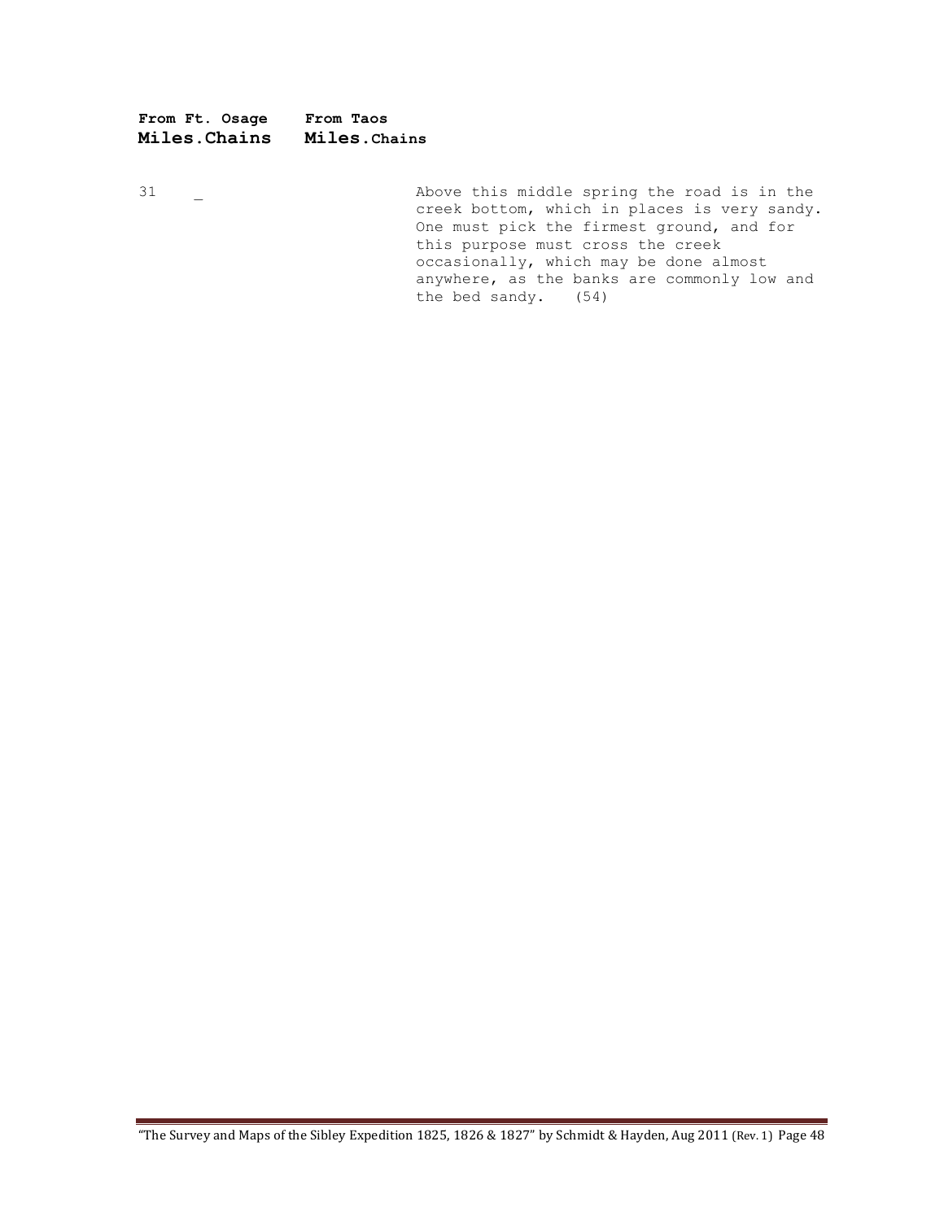| From Ft. Osage Miles.Chains | From Taos Miles.Chains | |
|---|---|---|
| 31 _ | | Above this middle spring the road is in the creek bottom, which in places is very sandy. One must pick the firmest ground, and for this purpose must cross the creek occasionally, which may be done almost anywhere, as the banks are commonly low and the bed sandy. (54) |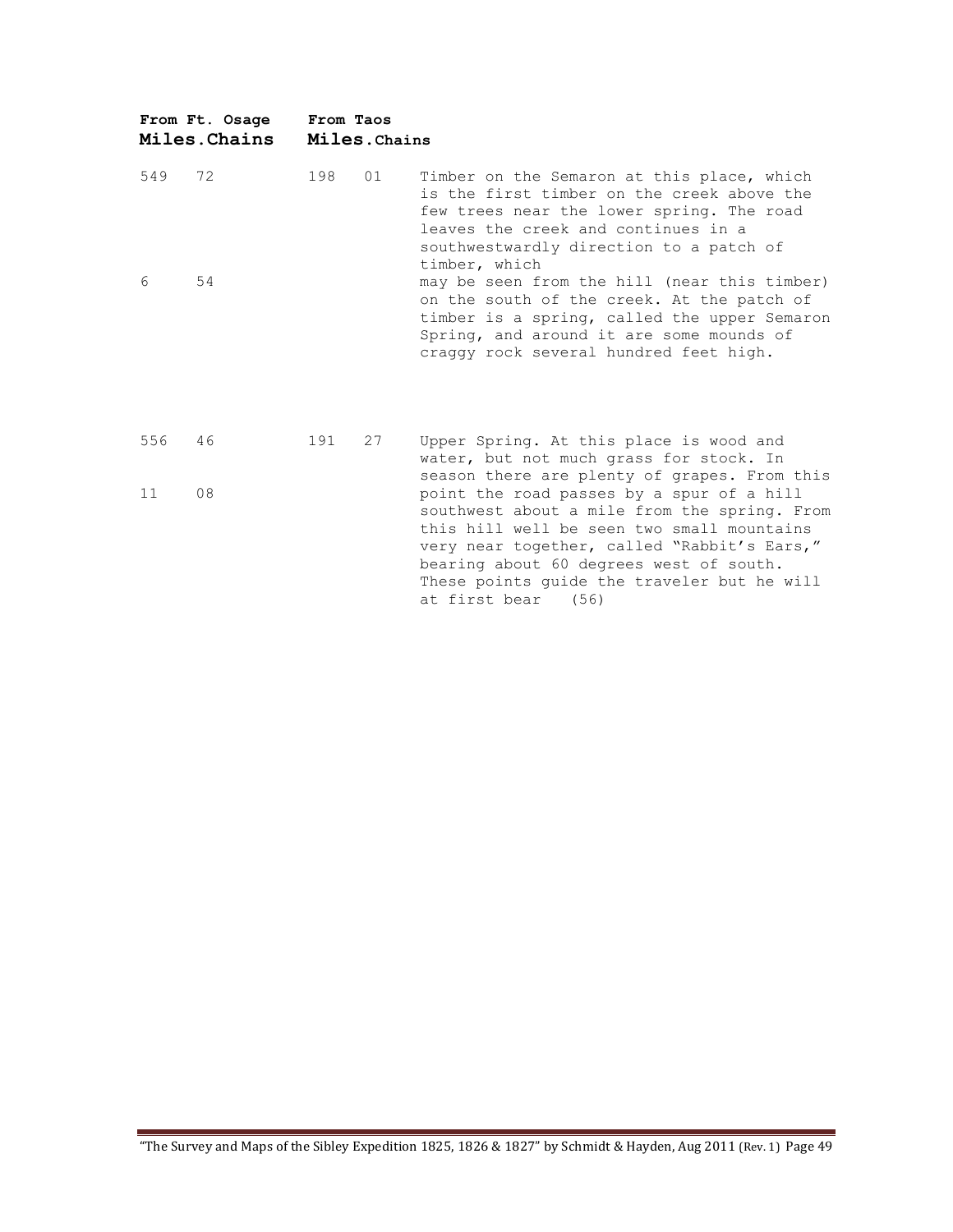| From Ft. Osage Miles | Chains | From Taos Miles | Chains | |
|---|---|---|---|---|
| 549 | 72 | 198 | 01 | Timber on the Semaron at this place, which is the first timber on the creek above the few trees near the lower spring. The road leaves the creek and continues in a southwestwardly direction to a patch of timber, which |
| 6 | 54 | | | may be seen from the hill (near this timber) on the south of the creek. At the patch of timber is a spring, called the upper Semaron Spring, and around it are some mounds of craggy rock several hundred feet high. |
| 556 | 46 | 191 | 27 | Upper Spring. At this place is wood and water, but not much grass for stock. In season there are plenty of grapes. From this |
| 11 | 08 | | | point the road passes by a spur of a hill southwest about a mile from the spring. From this hill well be seen two small mountains very near together, called "Rabbit's Ears," bearing about 60 degrees west of south. These points guide the traveler but he will at first bear (56) |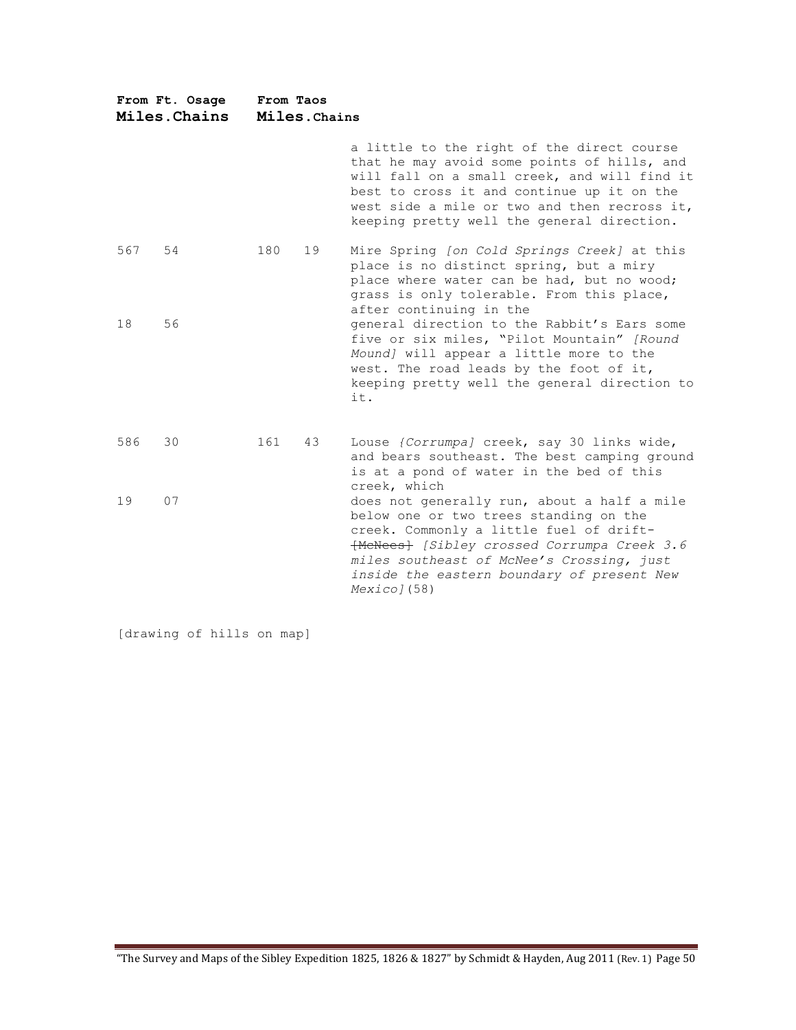| From Ft. Osage Miles.Chains | | From Taos Miles.Chains | | |
|---|---|---|---|---|
| | | | | a little to the right of the direct course that he may avoid some points of hills, and will fall on a small creek, and will find it best to cross it and continue up it on the west side a mile or two and then recross it, keeping pretty well the general direction. |
| 567 | 54 | 180 | 19 | Mire Spring *[on Cold Springs Creek]* at this place is no distinct spring, but a miry place where water can be had, but no wood; grass is only tolerable. From this place, after continuing in the |
| 18 | 56 | | | general direction to the Rabbit's Ears some five or six miles, "Pilot Mountain" *[Round Mound]* will appear a little more to the west. The road leads by the foot of it, keeping pretty well the general direction to it. |
| 586 | 30 | 161 | 43 | Louse *{Corrumpa]* creek, say 30 links wide, and bears southeast. The best camping ground is at a pond of water in the bed of this creek, which |
| 19 | 07 | | | does not generally run, about a half a mile below one or two trees standing on the creek. Commonly a little fuel of drift- ~~[McNees]~~ *[Sibley crossed Corrumpa Creek 3.6 miles southeast of McNee's Crossing, just inside the eastern boundary of present New Mexico]*(58) |

[drawing of hills on map]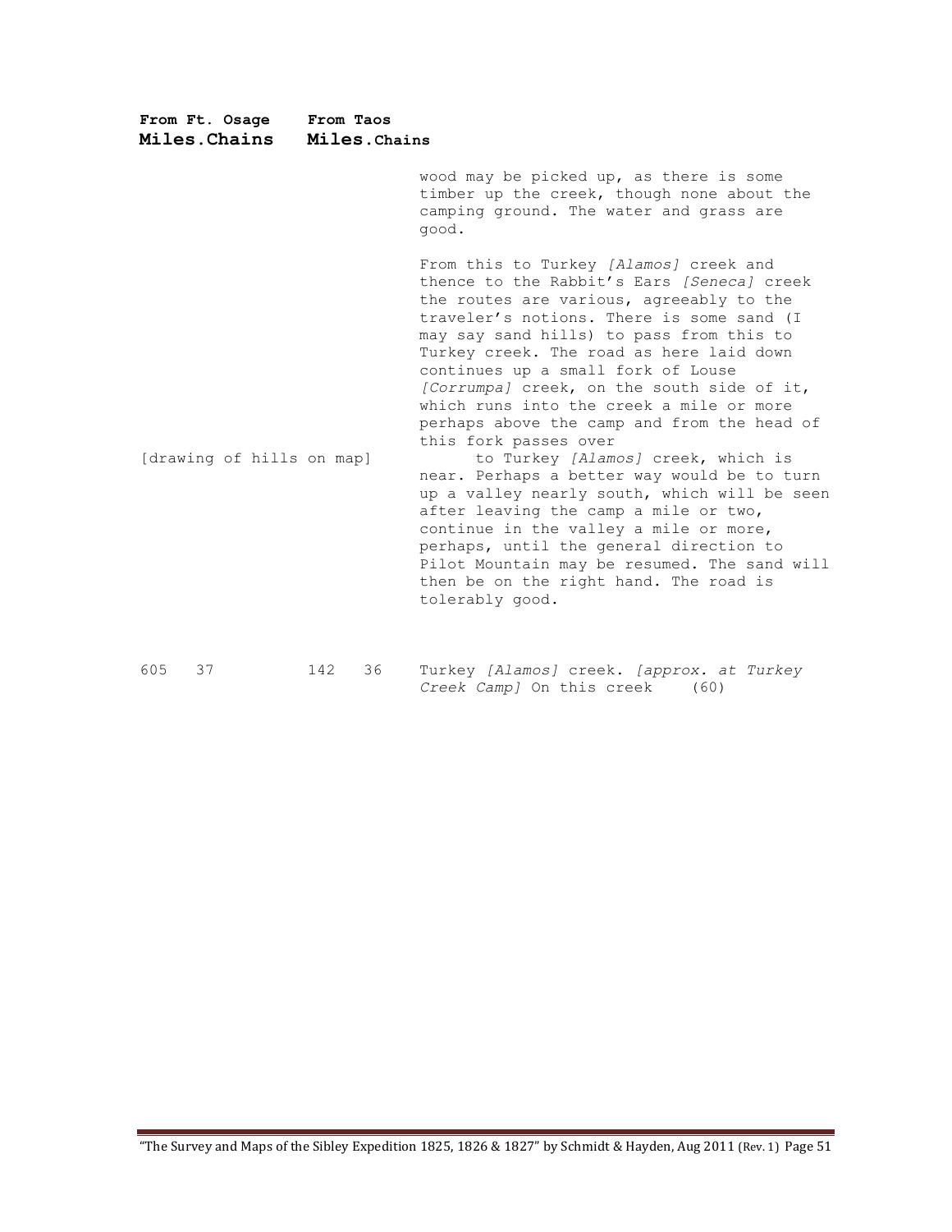| From Ft. Osage Miles.Chains | | From Taos Miles.Chains | | |
|---|---|---|---|---|
| | | | | wood may be picked up, as there is some timber up the creek, though none about the camping ground. The water and grass are good. |
| | | | | From this to Turkey *[Alamos]* creek and thence to the Rabbit's Ears *[Seneca]* creek the routes are various, agreeably to the traveler's notions. There is some sand (I may say sand hills) to pass from this to Turkey creek. The road as here laid down continues up a small fork of Louse *[Corrumpa]* creek, on the south side of it, which runs into the creek a mile or more perhaps above the camp and from the head of this fork passes over |
| [drawing of hills on map] | | | | to Turkey *[Alamos]* creek, which is near. Perhaps a better way would be to turn up a valley nearly south, which will be seen after leaving the camp a mile or two, continue in the valley a mile or more, perhaps, until the general direction to Pilot Mountain may be resumed. The sand will then be on the right hand. The road is tolerably good. |
| 605 | 37 | 142 | 36 | Turkey *[Alamos]* creek. *[approx. at Turkey Creek Camp]* On this creek (60) |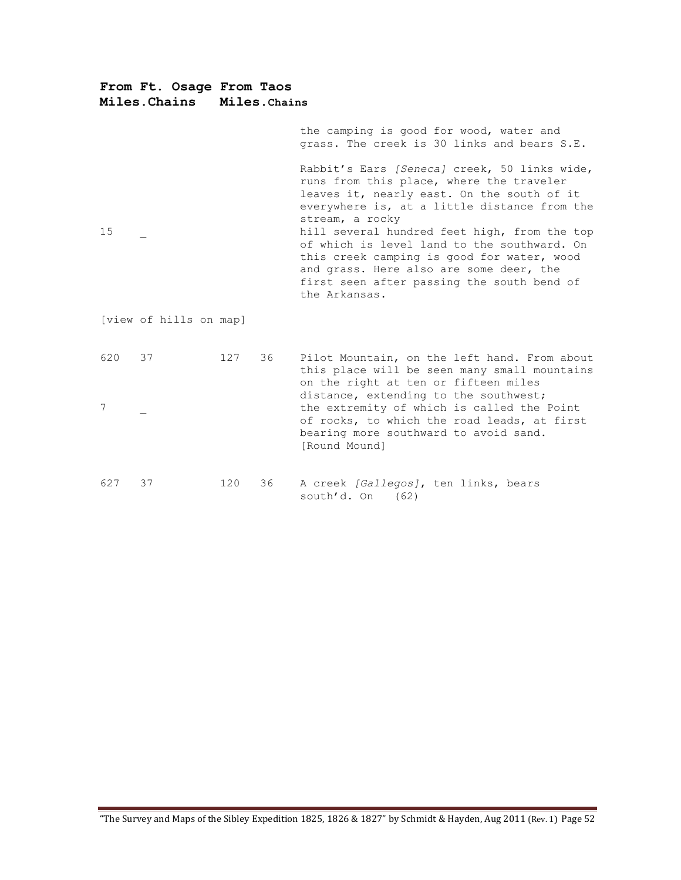| From Ft. Osage Miles. | Chains | From Taos Miles. | Chains | |
|---|---|---|---|---|
| | | | | the camping is good for wood, water and grass. The creek is 30 links and bears S.E. |
| 15 | _ | | | Rabbit's Ears *[Seneca]* creek, 50 links wide, runs from this place, where the traveler leaves it, nearly east. On the south of it everywhere is, at a little distance from the stream, a rocky hill several hundred feet high, from the top of which is level land to the southward. On this creek camping is good for water, wood and grass. Here also are some deer, the first seen after passing the south bend of the Arkansas. |
| [view of hills on map] | | | | |
| 620 | 37 | 127 | 36 | Pilot Mountain, on the left hand. From about this place will be seen many small mountains on the right at ten or fifteen miles distance, extending to the southwest; |
| 7 | _ | | | the extremity of which is called the Point of rocks, to which the road leads, at first bearing more southward to avoid sand. [Round Mound] |
| 627 | 37 | 120 | 36 | A creek *[Gallegos]*, ten links, bears south'd. On (62) |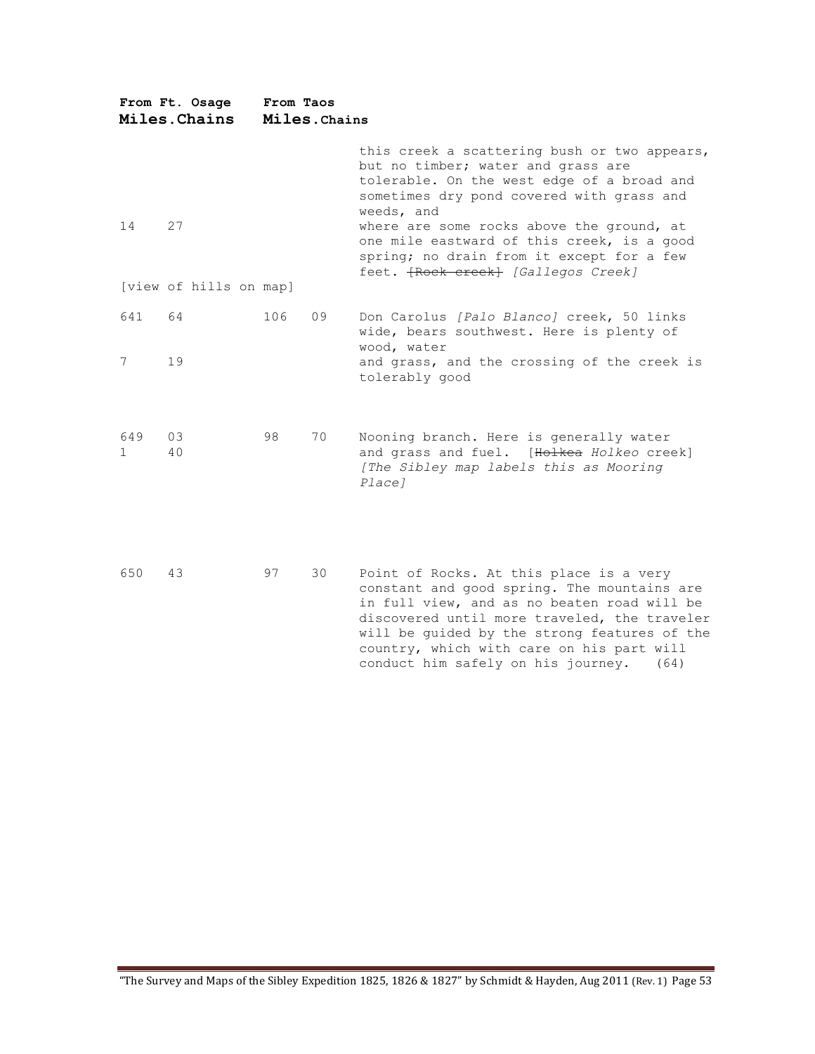| From Ft. Osage | | From Taos | | |
|---|---|---|---|---|
| **Miles.** | **Chains** | **Miles.** | **Chains** | |
| 14 | 27 | | | this creek a scattering bush or two appears, but no timber; water and grass are tolerable. On the west edge of a broad and sometimes dry pond covered with grass and weeds, and where are some rocks above the ground, at one mile eastward of this creek, is a good spring; no drain from it except for a few feet. ~~[Rock creek]~~ *[Gallegos Creek]* |
| [view of hills on map] | | | | |
| 641<br>7 | 64<br>19 | 106 | 09 | Don Carolus *[Palo Blanco]* creek, 50 links wide, bears southwest. Here is plenty of wood, water and grass, and the crossing of the creek is tolerably good |
| 649<br>1 | 03<br>40 | 98 | 70 | Nooning branch. Here is generally water and grass and fuel. [~~Holkea~~ *Holkeo* creek] *[The Sibley map labels this as Mooring Place]* |
| 650 | 43 | 97 | 30 | Point of Rocks. At this place is a very constant and good spring. The mountains are in full view, and as no beaten road will be discovered until more traveled, the traveler will be guided by the strong features of the country, which with care on his part will conduct him safely on his journey. (64) |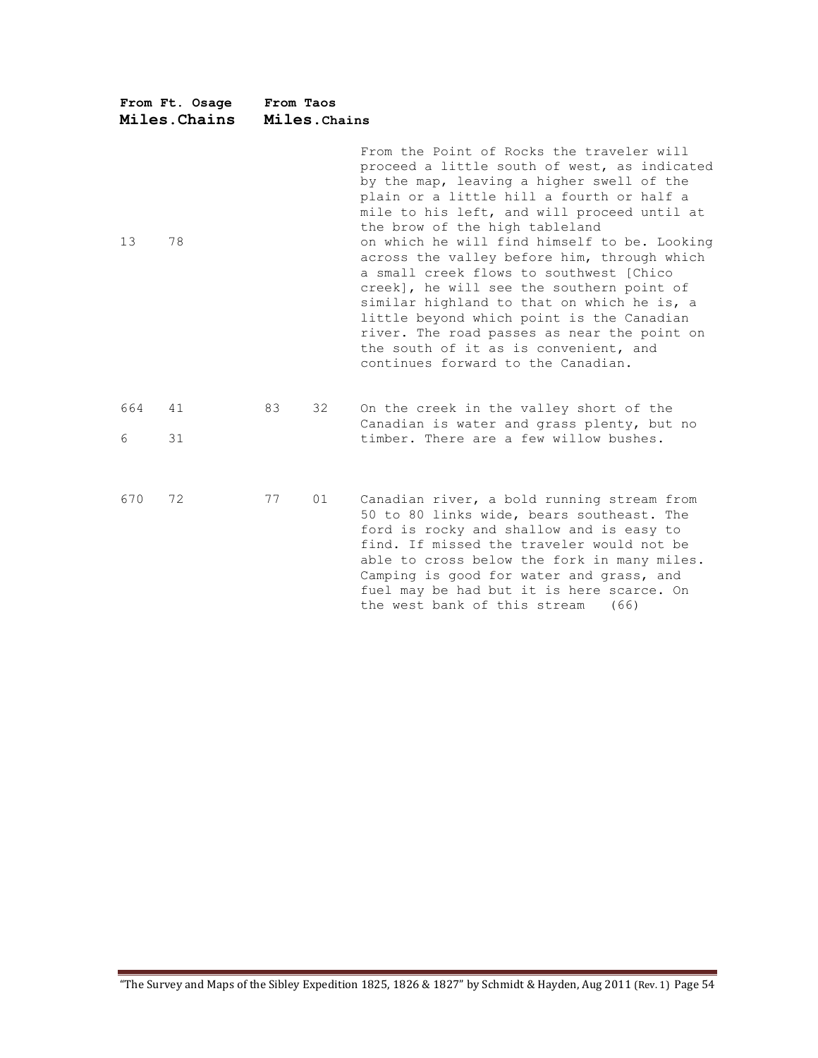| From Ft. Osage Miles | Chains | From Taos Miles | Chains | |
|---|---|---|---|---|
| 13 | 78 | | | From the Point of Rocks the traveler will proceed a little south of west, as indicated by the map, leaving a higher swell of the plain or a little hill a fourth or half a mile to his left, and will proceed until at the brow of the high tableland on which he will find himself to be. Looking across the valley before him, through which a small creek flows to southwest [Chico creek], he will see the southern point of similar highland to that on which he is, a little beyond which point is the Canadian river. The road passes as near the point on the south of it as is convenient, and continues forward to the Canadian. |
| 664 | 41 | 83 | 32 | On the creek in the valley short of the Canadian is water and grass plenty, but no timber. There are a few willow bushes. |
| 6 | 31 | | | |
| 670 | 72 | 77 | 01 | Canadian river, a bold running stream from 50 to 80 links wide, bears southeast. The ford is rocky and shallow and is easy to find. If missed the traveler would not be able to cross below the fork in many miles. Camping is good for water and grass, and fuel may be had but it is here scarce. On the west bank of this stream (66) |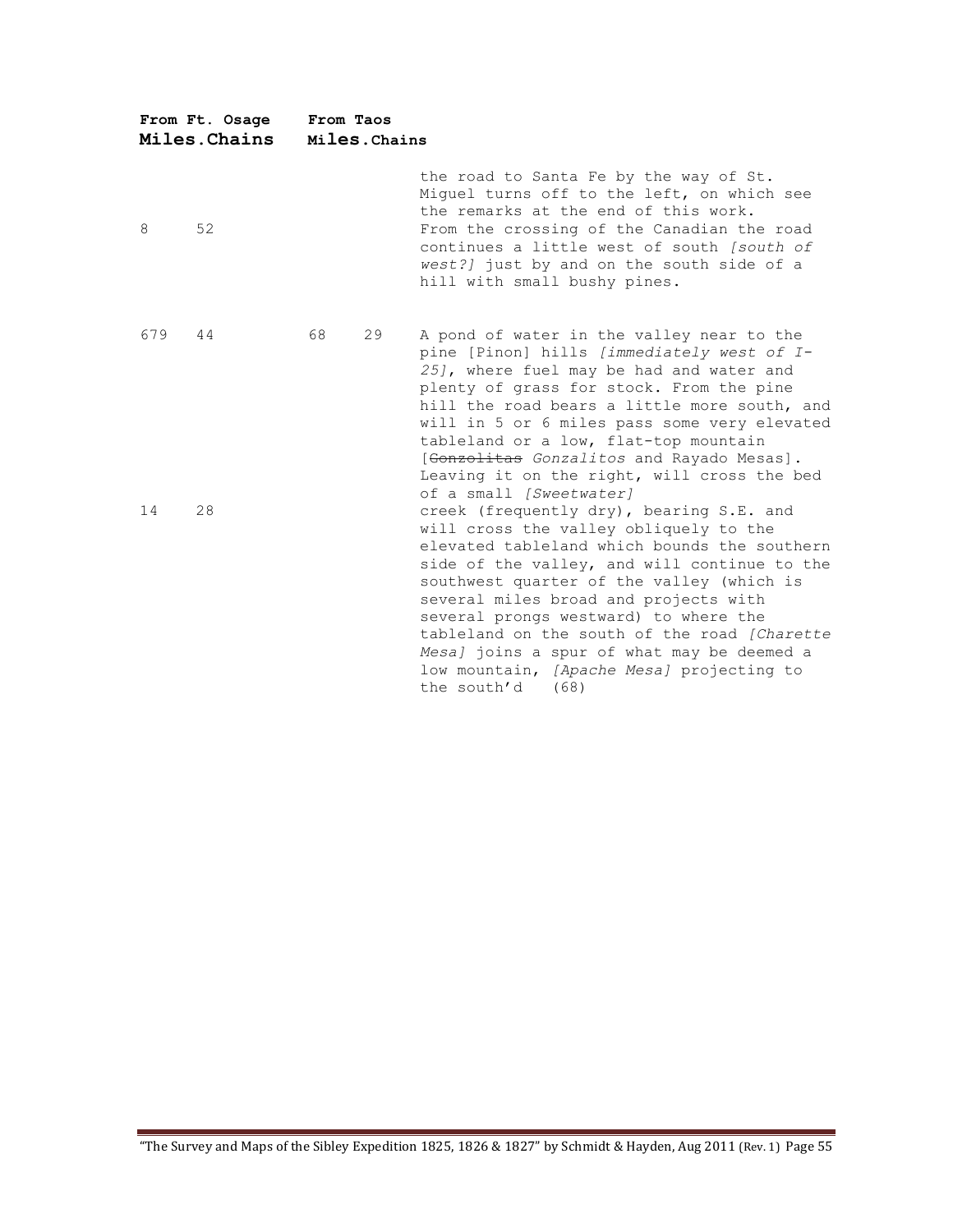| From Ft. Osage | | From Taos | | |
|---|---|---|---|---|
| **Miles** | **Chains** | **Miles** | **Chains** | |
| | | | | the road to Santa Fe by the way of St. Miguel turns off to the left, on which see the remarks at the end of this work. |
| 8 | 52 | | | From the crossing of the Canadian the road continues a little west of south *[south of west?]* just by and on the south side of a hill with small bushy pines. |
| 679 | 44 | 68 | 29 | A pond of water in the valley near to the pine [Pinon] hills *[immediately west of I-25]*, where fuel may be had and water and plenty of grass for stock. From the pine hill the road bears a little more south, and will in 5 or 6 miles pass some very elevated tableland or a low, flat-top mountain [~~Gonzolitas~~ *Gonzalitos* and Rayado Mesas]. Leaving it on the right, will cross the bed of a small *[Sweetwater]* |
| 14 | 28 | | | creek (frequently dry), bearing S.E. and will cross the valley obliquely to the elevated tableland which bounds the southern side of the valley, and will continue to the southwest quarter of the valley (which is several miles broad and projects with several prongs westward) to where the tableland on the south of the road *[Charette Mesa]* joins a spur of what may be deemed a low mountain, *[Apache Mesa]* projecting to the south'd (68) |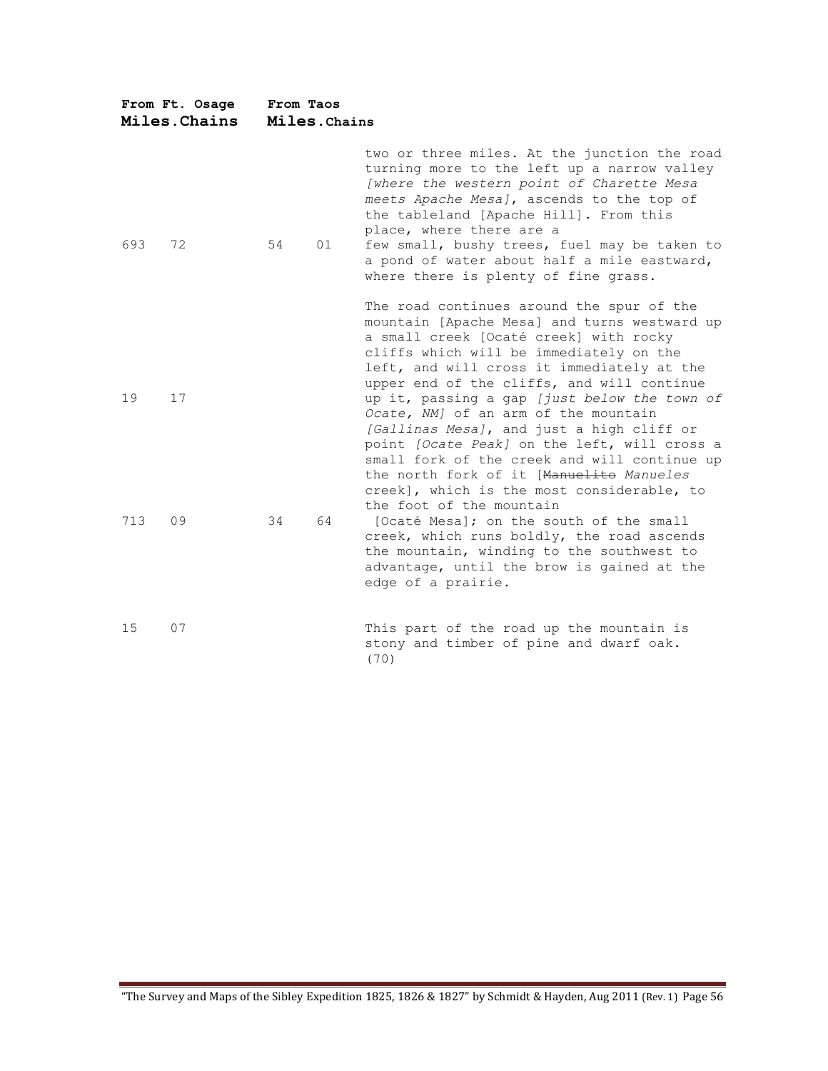| From Ft. Osage | | From Taos | | |
|---|---|---|---|---|
| **Miles.Chains** | | **Miles.Chains** | | |
| | | | | two or three miles. At the junction the road turning more to the left up a narrow valley *[where the western point of Charette Mesa meets Apache Mesa]*, ascends to the top of the tableland [Apache Hill]. From this place, where there are a |
| 693 | 72 | 54 | 01 | few small, bushy trees, fuel may be taken to a pond of water about half a mile eastward, where there is plenty of fine grass. |
| | | | | The road continues around the spur of the mountain [Apache Mesa] and turns westward up a small creek [Ocaté creek] with rocky cliffs which will be immediately on the left, and will cross it immediately at the upper end of the cliffs, and will continue |
| 19 | 17 | | | up it, passing a gap *[just below the town of Ocate, NM]* of an arm of the mountain *[Gallinas Mesa]*, and just a high cliff or point *[Ocate Peak]* on the left, will cross a small fork of the creek and will continue up the north fork of it [~~Manuelito~~ *Manueles* creek], which is the most considerable, to the foot of the mountain |
| 713 | 09 | 34 | 64 | [Ocaté Mesa]; on the south of the small creek, which runs boldly, the road ascends the mountain, winding to the southwest to advantage, until the brow is gained at the edge of a prairie. |
| 15 | 07 | | | This part of the road up the mountain is stony and timber of pine and dwarf oak. (70) |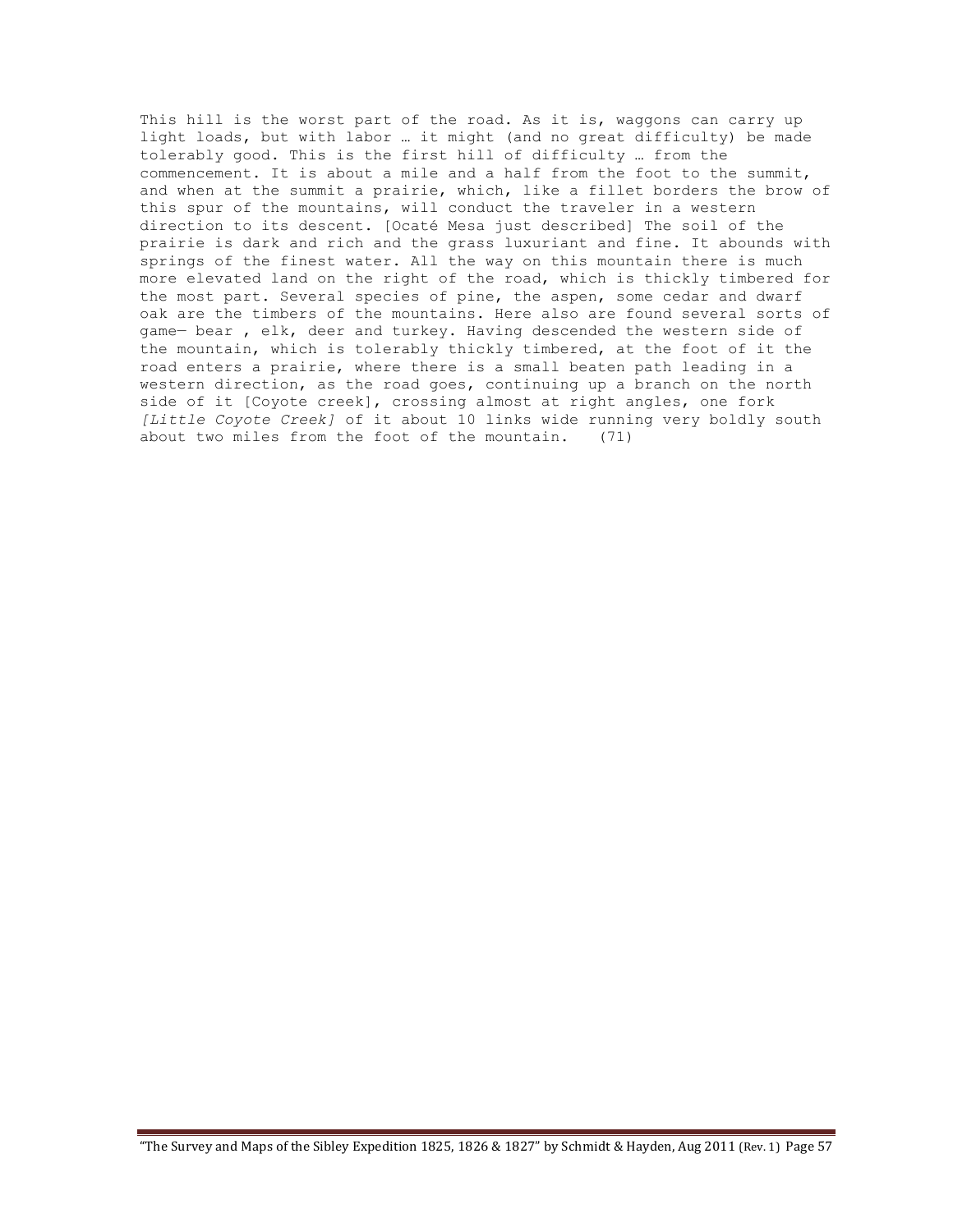This hill is the worst part of the road. As it is, waggons can carry up light loads, but with labor … it might (and no great difficulty) be made tolerably good. This is the first hill of difficulty … from the commencement. It is about a mile and a half from the foot to the summit, and when at the summit a prairie, which, like a fillet borders the brow of this spur of the mountains, will conduct the traveler in a western direction to its descent. [Ocaté Mesa just described] The soil of the prairie is dark and rich and the grass luxuriant and fine. It abounds with springs of the finest water. All the way on this mountain there is much more elevated land on the right of the road, which is thickly timbered for the most part. Several species of pine, the aspen, some cedar and dwarf oak are the timbers of the mountains. Here also are found several sorts of game— bear , elk, deer and turkey. Having descended the western side of the mountain, which is tolerably thickly timbered, at the foot of it the road enters a prairie, where there is a small beaten path leading in a western direction, as the road goes, continuing up a branch on the north side of it [Coyote creek], crossing almost at right angles, one fork *[Little Coyote Creek]* of it about 10 links wide running very boldly south about two miles from the foot of the mountain. (71)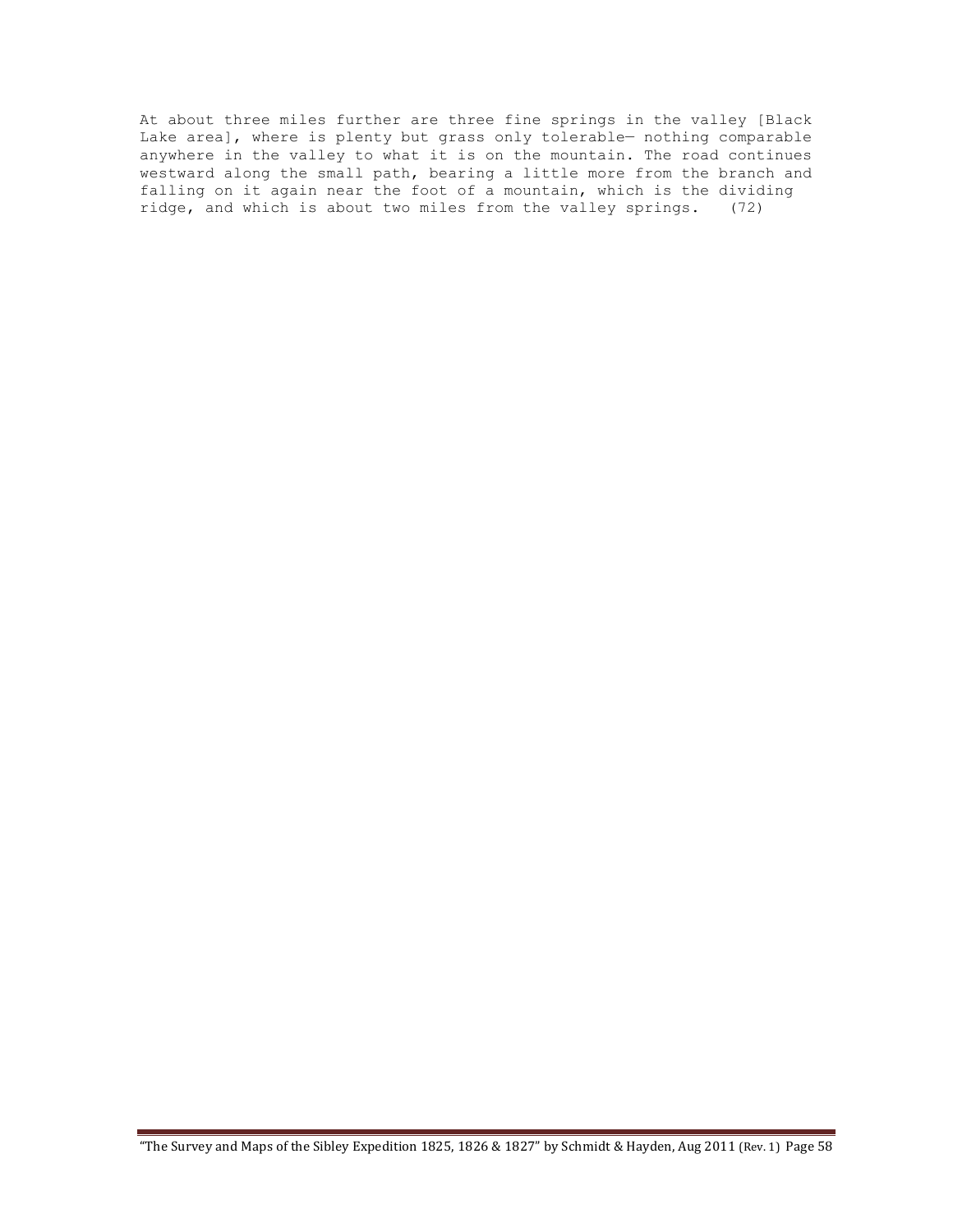At about three miles further are three fine springs in the valley [Black Lake area], where is plenty but grass only tolerable— nothing comparable anywhere in the valley to what it is on the mountain. The road continues westward along the small path, bearing a little more from the branch and falling on it again near the foot of a mountain, which is the dividing ridge, and which is about two miles from the valley springs. (72)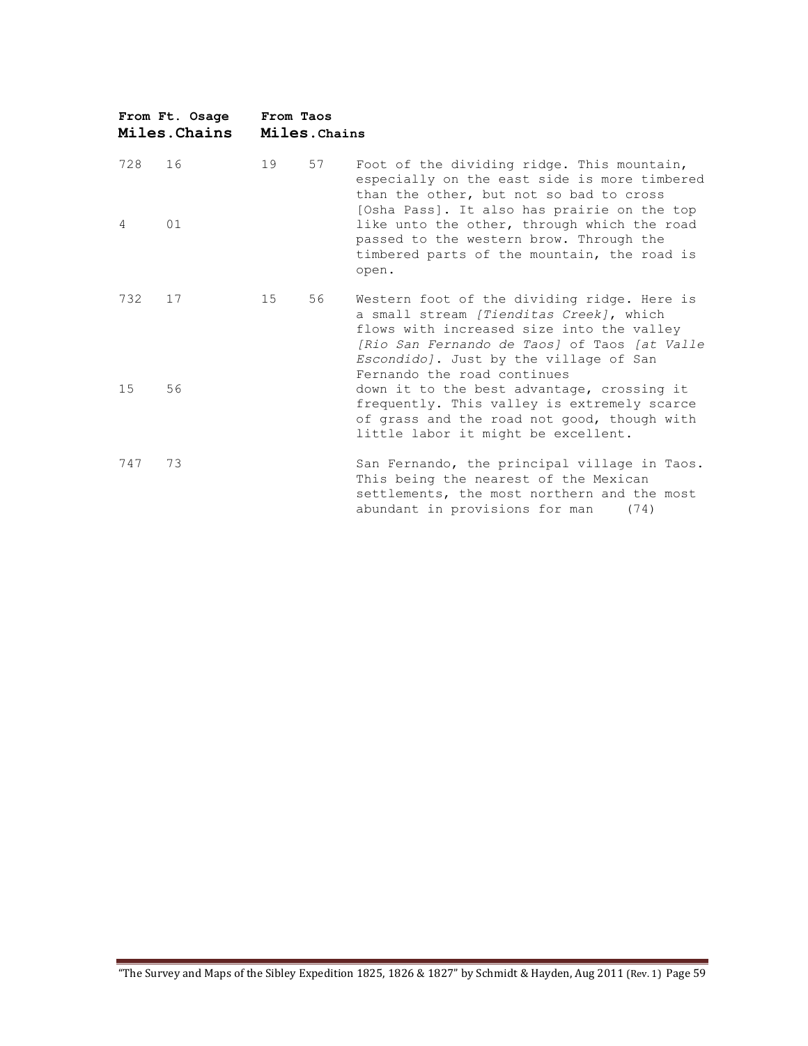| From Ft. Osage | | From Taos | | |
|---|---|---|---|---|
| Miles | Chains | Miles | Chains | |
| 728 | 16 | 19 | 57 | Foot of the dividing ridge. This mountain, especially on the east side is more timbered than the other, but not so bad to cross [Osha Pass]. It also has prairie on the top like unto the other, through which the road passed to the western brow. Through the timbered parts of the mountain, the road is open. |
| 4 | 01 | | | |
| 732 | 17 | 15 | 56 | Western foot of the dividing ridge. Here is a small stream *[Tienditas Creek]*, which flows with increased size into the valley *[Rio San Fernando de Taos]* of Taos *[at Valle Escondido]*. Just by the village of San Fernando the road continues down it to the best advantage, crossing it frequently. This valley is extremely scarce of grass and the road not good, though with little labor it might be excellent. |
| 15 | 56 | | | |
| 747 | 73 | | | San Fernando, the principal village in Taos. This being the nearest of the Mexican settlements, the most northern and the most abundant in provisions for man (74) |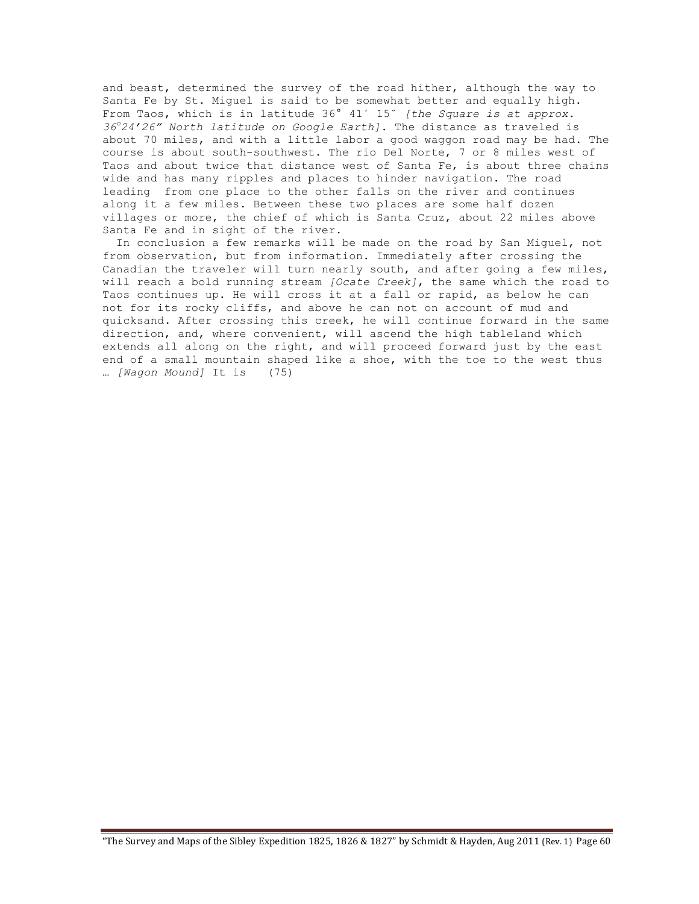and beast, determined the survey of the road hither, although the way to Santa Fe by St. Miguel is said to be somewhat better and equally high. From Taos, which is in latitude 36° 41′ 15″ *[the Square is at approx. 36°24'26" North latitude on Google Earth]*. The distance as traveled is about 70 miles, and with a little labor a good waggon road may be had. The course is about south-southwest. The rio Del Norte, 7 or 8 miles west of Taos and about twice that distance west of Santa Fe, is about three chains wide and has many ripples and places to hinder navigation. The road leading from one place to the other falls on the river and continues along it a few miles. Between these two places are some half dozen villages or more, the chief of which is Santa Cruz, about 22 miles above Santa Fe and in sight of the river.

In conclusion a few remarks will be made on the road by San Miguel, not from observation, but from information. Immediately after crossing the Canadian the traveler will turn nearly south, and after going a few miles, will reach a bold running stream *[Ocate Creek]*, the same which the road to Taos continues up. He will cross it at a fall or rapid, as below he can not for its rocky cliffs, and above he can not on account of mud and quicksand. After crossing this creek, he will continue forward in the same direction, and, where convenient, will ascend the high tableland which extends all along on the right, and will proceed forward just by the east end of a small mountain shaped like a shoe, with the toe to the west thus … *[Wagon Mound]* It is (75)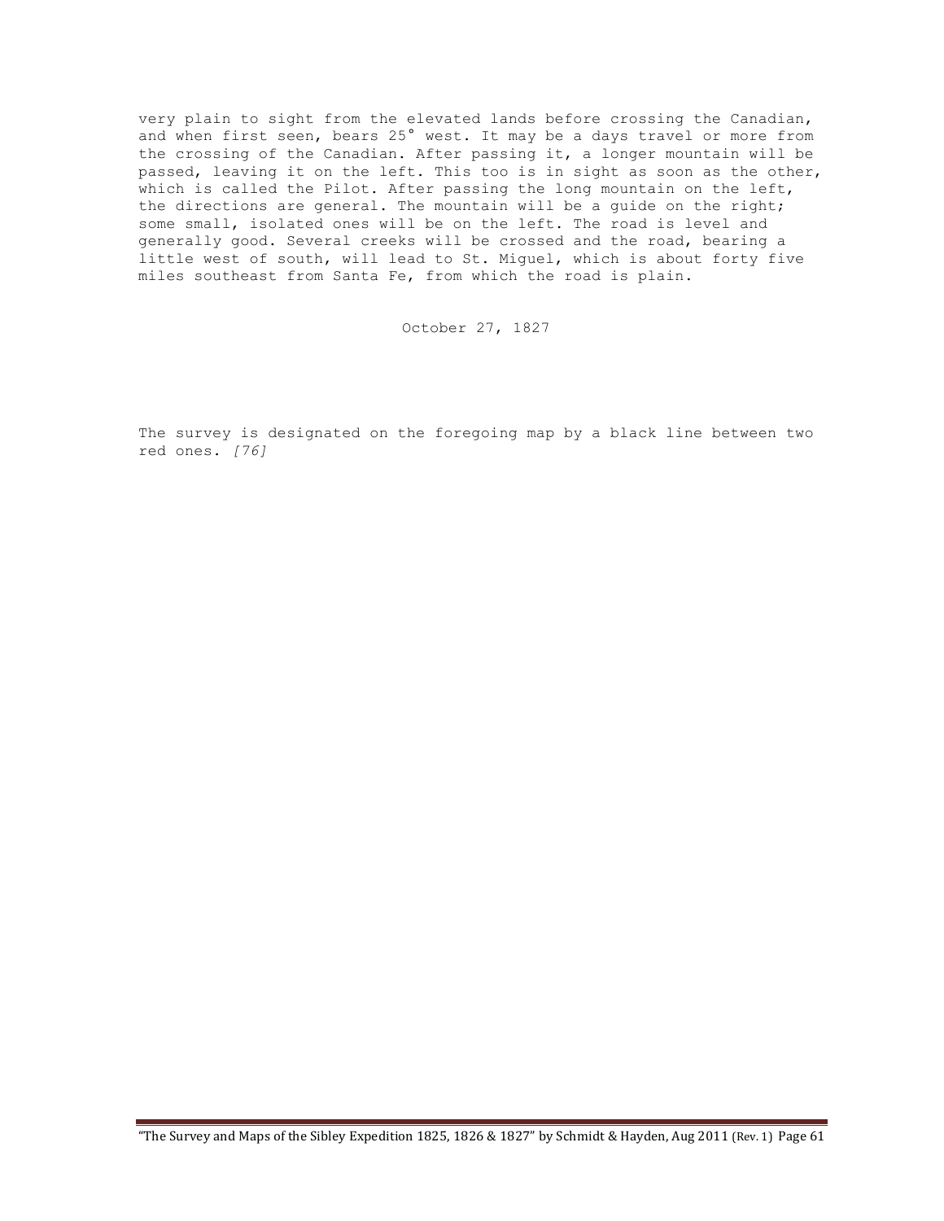very plain to sight from the elevated lands before crossing the Canadian, and when first seen, bears 25° west. It may be a days travel or more from the crossing of the Canadian. After passing it, a longer mountain will be passed, leaving it on the left. This too is in sight as soon as the other, which is called the Pilot. After passing the long mountain on the left, the directions are general. The mountain will be a guide on the right; some small, isolated ones will be on the left. The road is level and generally good. Several creeks will be crossed and the road, bearing a little west of south, will lead to St. Miguel, which is about forty five miles southeast from Santa Fe, from which the road is plain.

October 27, 1827

The survey is designated on the foregoing map by a black line between two red ones. *[76]*